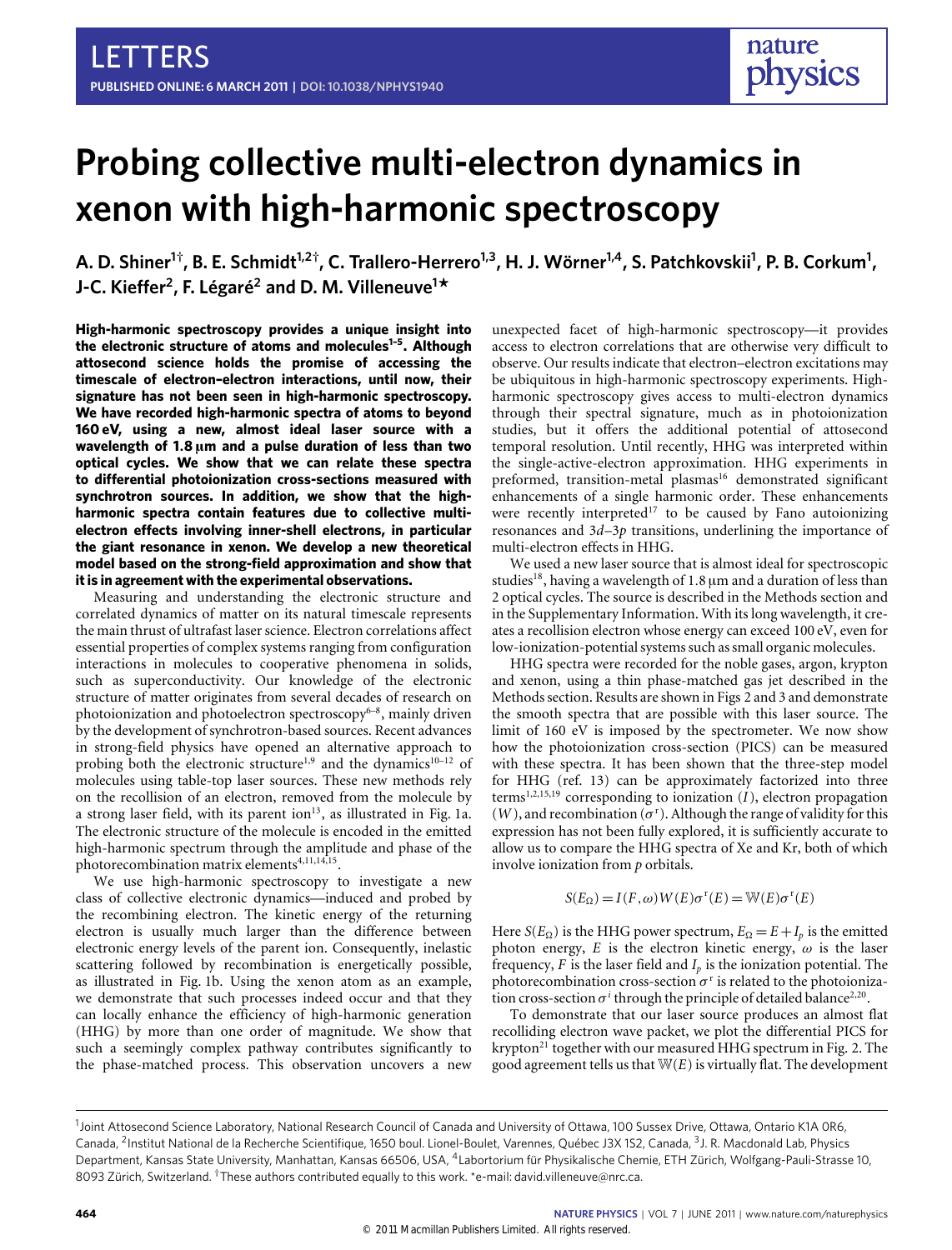LETTERS

PUBLISHED ONLINE: 6 MARCH 2011 | DOI: 10.1038/NPHYS1940

# Probing collective multi-electron dynamics in xenon with high-harmonic spectroscopy

A. D. Shiner[1†], B. E. Schmidt[1,2†], C. Trallero-Herrero[1,3], H. J. Wörner[1,4], S. Patchkovskii[1], P. B. Corkum[1], J-C. Kieffer[2], F. Légaré[2] and D. M. Villeneuve[1*]

**High-harmonic spectroscopy provides a unique insight into the electronic structure of atoms and molecules[1–5]. Although attosecond science holds the promise of accessing the timescale of electron–electron interactions, until now, their signature has not been seen in high-harmonic spectroscopy. We have recorded high-harmonic spectra of atoms to beyond 160 eV, using a new, almost ideal laser source with a wavelength of 1.8 μm and a pulse duration of less than two optical cycles. We show that we can relate these spectra to differential photoionization cross-sections measured with synchrotron sources. In addition, we show that the high-harmonic spectra contain features due to collective multi-electron effects involving inner-shell electrons, in particular the giant resonance in xenon. We develop a new theoretical model based on the strong-field approximation and show that it is in agreement with the experimental observations.**

Measuring and understanding the electronic structure and correlated dynamics of matter on its natural timescale represents the main thrust of ultrafast laser science. Electron correlations affect essential properties of complex systems ranging from configuration interactions in molecules to cooperative phenomena in solids, such as superconductivity. Our knowledge of the electronic structure of matter originates from several decades of research on photoionization and photoelectron spectroscopy[6–8], mainly driven by the development of synchrotron-based sources. Recent advances in strong-field physics have opened an alternative approach to probing both the electronic structure[1,9] and the dynamics[10–12] of molecules using table-top laser sources. These new methods rely on the recollision of an electron, removed from the molecule by a strong laser field, with its parent ion[13], as illustrated in Fig. 1a. The electronic structure of the molecule is encoded in the emitted high-harmonic spectrum through the amplitude and phase of the photorecombination matrix elements[4,11,14,15].

We use high-harmonic spectroscopy to investigate a new class of collective electronic dynamics—induced and probed by the recombining electron. The kinetic energy of the returning electron is usually much larger than the difference between electronic energy levels of the parent ion. Consequently, inelastic scattering followed by recombination is energetically possible, as illustrated in Fig. 1b. Using the xenon atom as an example, we demonstrate that such processes indeed occur and that they can locally enhance the efficiency of high-harmonic generation (HHG) by more than one order of magnitude. We show that such a seemingly complex pathway contributes significantly to the phase-matched process. This observation uncovers a new unexpected facet of high-harmonic spectroscopy—it provides access to electron correlations that are otherwise very difficult to observe. Our results indicate that electron–electron excitations may be ubiquitous in high-harmonic spectroscopy experiments. High-harmonic spectroscopy gives access to multi-electron dynamics through their spectral signature, much as in photoionization studies, but it offers the additional potential of attosecond temporal resolution. Until recently, HHG was interpreted within the single-active-electron approximation. HHG experiments in preformed, transition-metal plasmas[16] demonstrated significant enhancements of a single harmonic order. These enhancements were recently interpreted[17] to be caused by Fano autoionizing resonances and $3d$–$3p$ transitions, underlining the importance of multi-electron effects in HHG.

We used a new laser source that is almost ideal for spectroscopic studies[18], having a wavelength of 1.8 μm and a duration of less than 2 optical cycles. The source is described in the Methods section and in the Supplementary Information. With its long wavelength, it creates a recollision electron whose energy can exceed 100 eV, even for low-ionization-potential systems such as small organic molecules.

HHG spectra were recorded for the noble gases, argon, krypton and xenon, using a thin phase-matched gas jet described in the Methods section. Results are shown in Figs 2 and 3 and demonstrate the smooth spectra that are possible with this laser source. The limit of 160 eV is imposed by the spectrometer. We now show how the photoionization cross-section (PICS) can be measured with these spectra. It has been shown that the three-step model for HHG (ref. 13) can be approximately factorized into three terms[1,2,15,19] corresponding to ionization ($I$), electron propagation ($W$), and recombination ($\sigma^r$). Although the range of validity for this expression has not been fully explored, it is sufficiently accurate to allow us to compare the HHG spectra of Xe and Kr, both of which involve ionization from $p$ orbitals.

$$S(E_\Omega) = I(F,\omega)W(E)\sigma^r(E) = \mathbb{W}(E)\sigma^r(E)$$

Here $S(E_\Omega)$ is the HHG power spectrum, $E_\Omega = E + I_p$ is the emitted photon energy, $E$ is the electron kinetic energy, $\omega$ is the laser frequency, $F$ is the laser field and $I_p$ is the ionization potential. The photorecombination cross-section $\sigma^r$ is related to the photoionization cross-section $\sigma^i$ through the principle of detailed balance[2,20].

To demonstrate that our laser source produces an almost flat recolliding electron wave packet, we plot the differential PICS for krypton[21] together with our measured HHG spectrum in Fig. 2. The good agreement tells us that $\mathbb{W}(E)$ is virtually flat. The development

[1]Joint Attosecond Science Laboratory, National Research Council of Canada and University of Ottawa, 100 Sussex Drive, Ottawa, Ontario K1A 0R6, Canada, [2]Institut National de la Recherche Scientifique, 1650 boul. Lionel-Boulet, Varennes, Québec J3X 1S2, Canada, [3]J. R. Macdonald Lab, Physics Department, Kansas State University, Manhattan, Kansas 66506, USA, [4]Labortorium für Physikalische Chemie, ETH Zürich, Wolfgang-Pauli-Strasse 10, 8093 Zürich, Switzerland. †These authors contributed equally to this work. *e-mail: david.villeneuve@nrc.ca.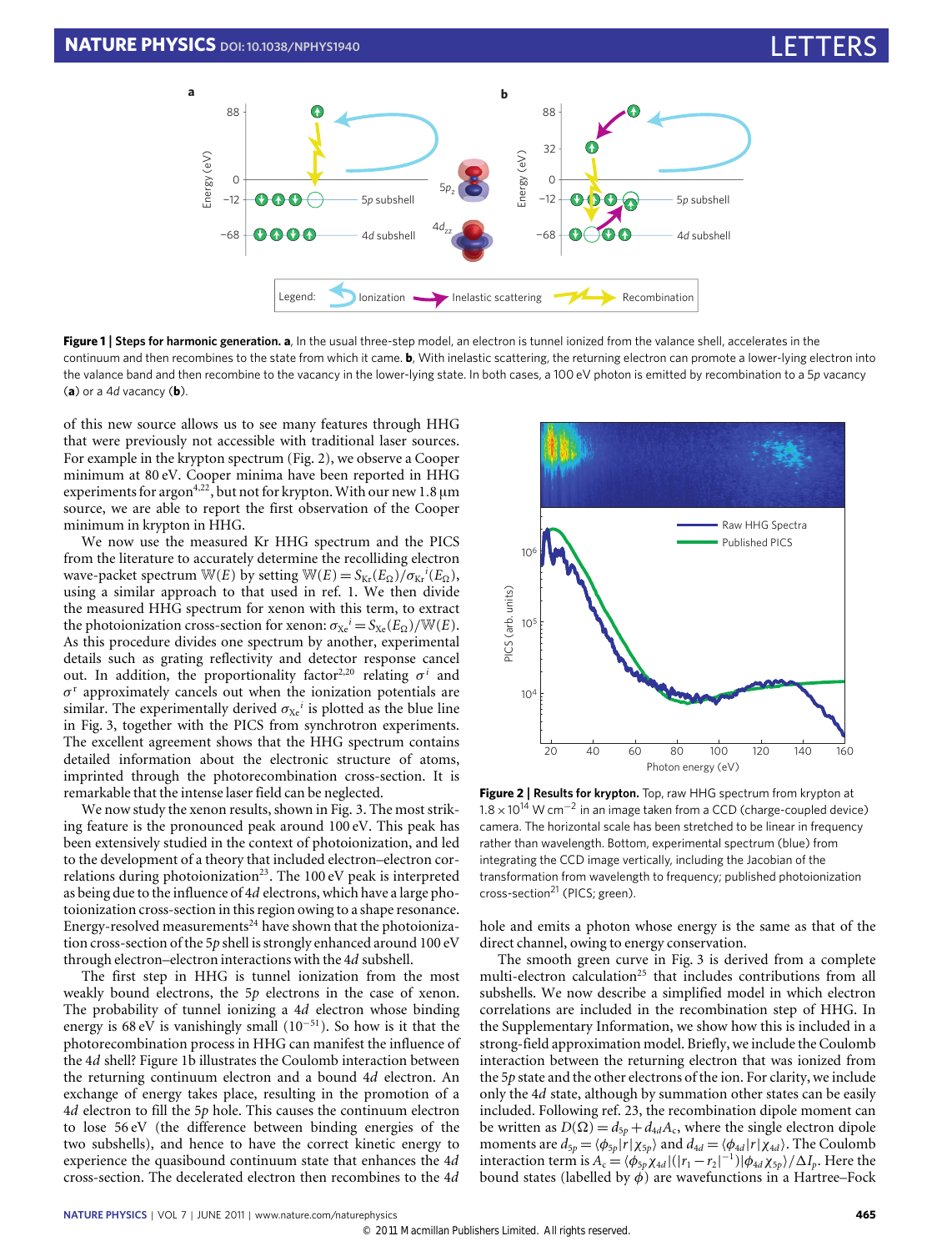**Figure 1 | Steps for harmonic generation. a**, In the usual three-step model, an electron is tunnel ionized from the valance shell, accelerates in the continuum and then recombines to the state from which it came. **b**, With inelastic scattering, the returning electron can promote a lower-lying electron into the valance band and then recombine to the vacancy in the lower-lying state. In both cases, a 100 eV photon is emitted by recombination to a 5*p* vacancy (**a**) or a 4*d* vacancy (**b**).

of this new source allows us to see many features through HHG that were previously not accessible with traditional laser sources. For example in the krypton spectrum (Fig. 2), we observe a Cooper minimum at 80 eV. Cooper minima have been reported in HHG experiments for argon[4,22], but not for krypton. With our new 1.8 μm source, we are able to report the first observation of the Cooper minimum in krypton in HHG.

We now use the measured Kr HHG spectrum and the PICS from the literature to accurately determine the recolliding electron wave-packet spectrum $\mathbb{W}(E)$ by setting $\mathbb{W}(E) = S_{Kr}(E_\Omega)/\sigma_{Kr}{}^i(E_\Omega)$, using a similar approach to that used in ref. 1. We then divide the measured HHG spectrum for xenon with this term, to extract the photoionization cross-section for xenon: $\sigma_{Xe}{}^i = S_{Xe}(E_\Omega)/\mathbb{W}(E)$. As this procedure divides one spectrum by another, experimental details such as grating reflectivity and detector response cancel out. In addition, the proportionality factor[2,20] relating $\sigma^i$ and $\sigma^r$ approximately cancels out when the ionization potentials are similar. The experimentally derived $\sigma_{Xe}{}^i$ is plotted as the blue line in Fig. 3, together with the PICS from synchrotron experiments. The excellent agreement shows that the HHG spectrum contains detailed information about the electronic structure of atoms, imprinted through the photorecombination cross-section. It is remarkable that the intense laser field can be neglected.

We now study the xenon results, shown in Fig. 3. The most striking feature is the pronounced peak around 100 eV. This peak has been extensively studied in the context of photoionization, and led to the development of a theory that included electron–electron correlations during photoionization[23]. The 100 eV peak is interpreted as being due to the influence of 4*d* electrons, which have a large photoionization cross-section in this region owing to a shape resonance. Energy-resolved measurements[24] have shown that the photoionization cross-section of the 5*p* shell is strongly enhanced around 100 eV through electron–electron interactions with the 4*d* subshell.

The first step in HHG is tunnel ionization from the most weakly bound electrons, the 5*p* electrons in the case of xenon. The probability of tunnel ionizing a 4*d* electron whose binding energy is 68 eV is vanishingly small ($10^{-51}$). So how is it that the photorecombination process in HHG can manifest the influence of the 4*d* shell? Figure 1b illustrates the Coulomb interaction between the returning continuum electron and a bound 4*d* electron. An exchange of energy takes place, resulting in the promotion of a 4*d* electron to fill the 5*p* hole. This causes the continuum electron to lose 56 eV (the difference between binding energies of the two subshells), and hence to have the correct kinetic energy to experience the quasibound continuum state that enhances the 4*d* cross-section. The decelerated electron then recombines to the 4*d* hole and emits a photon whose energy is the same as that of the direct channel, owing to energy conservation.

**Figure 2 | Results for krypton.** Top, raw HHG spectrum from krypton at $1.8\times10^{14}$ W cm$^{-2}$ in an image taken from a CCD (charge-coupled device) camera. The horizontal scale has been stretched to be linear in frequency rather than wavelength. Bottom, experimental spectrum (blue) from integrating the CCD image vertically, including the Jacobian of the transformation from wavelength to frequency; published photoionization cross-section[21] (PICS; green).

The smooth green curve in Fig. 3 is derived from a complete multi-electron calculation[25] that includes contributions from all subshells. We now describe a simplified model in which electron correlations are included in the recombination step of HHG. In the Supplementary Information, we show how this is included in a strong-field approximation model. Briefly, we include the Coulomb interaction between the returning electron that was ionized from the 5*p* state and the other electrons of the ion. For clarity, we include only the 4*d* state, although by summation other states can be easily included. Following ref. 23, the recombination dipole moment can be written as $D(\Omega) = d_{5p} + d_{4d}A_c$, where the single electron dipole moments are $d_{5p} = \langle\phi_{5p}|r|\chi_{5p}\rangle$ and $d_{4d} = \langle\phi_{4d}|r|\chi_{4d}\rangle$. The Coulomb interaction term is $A_c = \langle\phi_{5p}\chi_{4d}|(|r_1 - r_2|^{-1})|\phi_{4d}\chi_{5p}\rangle/\Delta I_p$. Here the bound states (labelled by $\phi$) are wavefunctions in a Hartree–Fock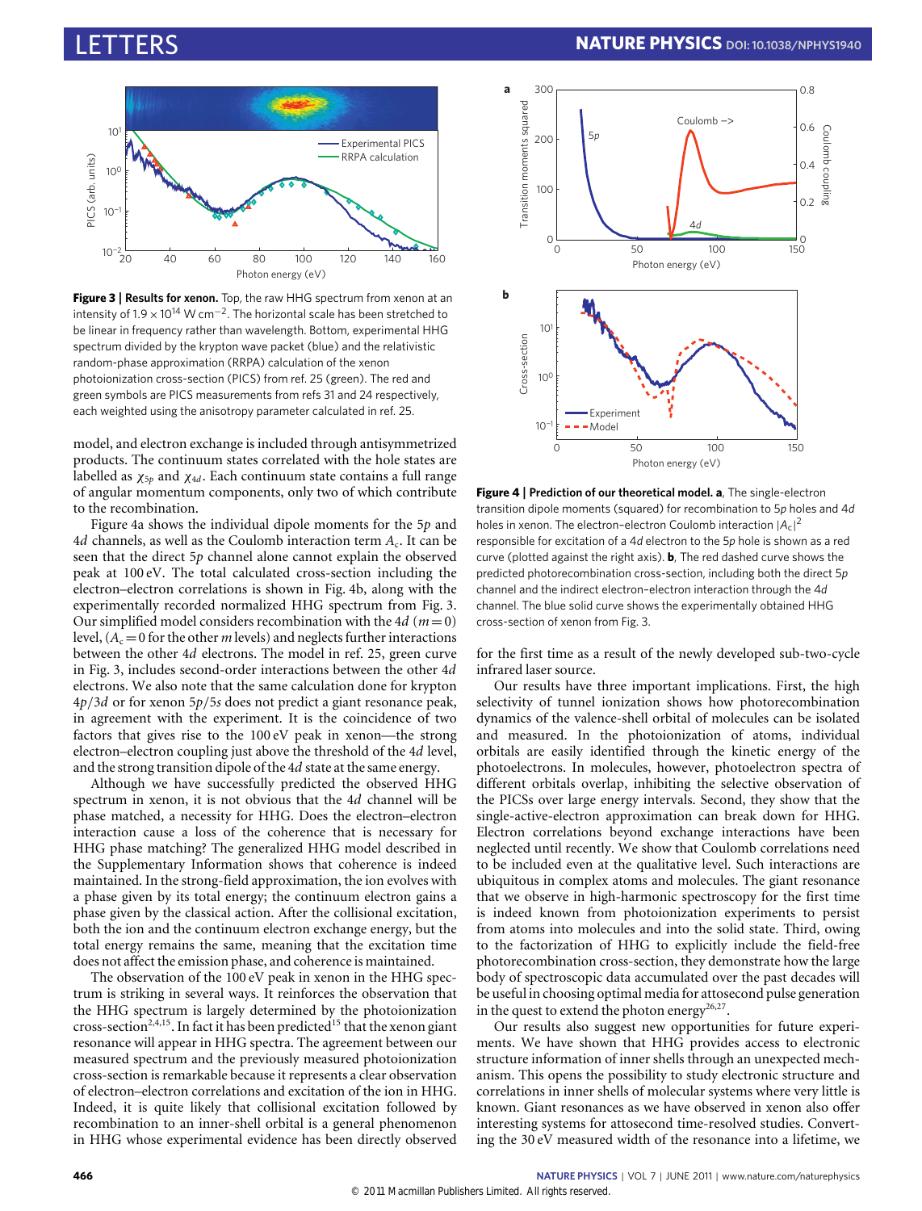PICS (arb. units)

Experimental PICS

RRPA calculation

10^1

10^0

10^-1

10^-2

20 40 60 80 100 120 140 160

Photon energy (eV)

**Figure 3 | Results for xenon.** Top, the raw HHG spectrum from xenon at an intensity of $1.9 \times 10^{14}$ W cm$^{-2}$. The horizontal scale has been stretched to be linear in frequency rather than wavelength. Bottom, experimental HHG spectrum divided by the krypton wave packet (blue) and the relativistic random-phase approximation (RRPA) calculation of the xenon photoionization cross-section (PICS) from ref. 25 (green). The red and green symbols are PICS measurements from refs 31 and 24 respectively, each weighted using the anisotropy parameter calculated in ref. 25.

model, and electron exchange is included through antisymmetrized products. The continuum states correlated with the hole states are labelled as $\chi_{5p}$ and $\chi_{4d}$. Each continuum state contains a full range of angular momentum components, only two of which contribute to the recombination.

Figure 4a shows the individual dipole moments for the 5$p$ and 4$d$ channels, as well as the Coulomb interaction term $A_c$. It can be seen that the direct 5$p$ channel alone cannot explain the observed peak at 100 eV. The total calculated cross-section including the electron–electron correlations is shown in Fig. 4b, along with the experimentally recorded normalized HHG spectrum from Fig. 3. Our simplified model considers recombination with the 4$d$ ($m=0$) level, ($A_c = 0$ for the other $m$ levels) and neglects further interactions between the other 4$d$ electrons. The model in ref. 25, green curve in Fig. 3, includes second-order interactions between the other 4$d$ electrons. We also note that the same calculation done for krypton 4$p$/3$d$ or for xenon 5$p$/5$s$ does not predict a giant resonance peak, in agreement with the experiment. It is the coincidence of two factors that gives rise to the 100 eV peak in xenon—the strong electron–electron coupling just above the threshold of the 4$d$ level, and the strong transition dipole of the 4$d$ state at the same energy.

Although we have successfully predicted the observed HHG spectrum in xenon, it is not obvious that the 4$d$ channel will be phase matched, a necessity for HHG. Does the electron–electron interaction cause a loss of the coherence that is necessary for HHG phase matching? The generalized HHG model described in the Supplementary Information shows that coherence is indeed maintained. In the strong-field approximation, the ion evolves with a phase given by its total energy; the continuum electron gains a phase given by the classical action. After the collisional excitation, both the ion and the continuum electron exchange energy, but the total energy remains the same, meaning that the excitation time does not affect the emission phase, and coherence is maintained.

The observation of the 100 eV peak in xenon in the HHG spectrum is striking in several ways. It reinforces the observation that the HHG spectrum is largely determined by the photoionization cross-section[2,4,15]. In fact it has been predicted[15] that the xenon giant resonance will appear in HHG spectra. The agreement between our measured spectrum and the previously measured photoionization cross-section is remarkable because it represents a clear observation of electron–electron correlations and excitation of the ion in HHG. Indeed, it is quite likely that collisional excitation followed by recombination to an inner-shell orbital is a general phenomenon in HHG whose experimental evidence has been directly observed

**a**

Transition moments squared

Coulomb coupling

300

200

100

0

0.8

0.6

0.4

0.2

0

Coulomb –>

5p

4d

0 50 100 150

Photon energy (eV)

**b**

Cross-section

10^1

10^0

10^-1

Experiment

Model

0 50 100 150

Photon energy (eV)

**Figure 4 | Prediction of our theoretical model. a**, The single-electron transition dipole moments (squared) for recombination to 5$p$ holes and 4$d$ holes in xenon. The electron–electron Coulomb interaction $|A_c|^2$ responsible for excitation of a 4$d$ electron to the 5$p$ hole is shown as a red curve (plotted against the right axis). **b**, The red dashed curve shows the predicted photorecombination cross-section, including both the direct 5$p$ channel and the indirect electron–electron interaction through the 4$d$ channel. The blue solid curve shows the experimentally obtained HHG cross-section of xenon from Fig. 3.

for the first time as a result of the newly developed sub-two-cycle infrared laser source.

Our results have three important implications. First, the high selectivity of tunnel ionization shows how photorecombination dynamics of the valence-shell orbital of molecules can be isolated and measured. In the photoionization of atoms, individual orbitals are easily identified through the kinetic energy of the photoelectrons. In molecules, however, photoelectron spectra of different orbitals overlap, inhibiting the selective observation of the PICSs over large energy intervals. Second, they show that the single-active-electron approximation can break down for HHG. Electron correlations beyond exchange interactions have been neglected until recently. We show that Coulomb correlations need to be included even at the qualitative level. Such interactions are ubiquitous in complex atoms and molecules. The giant resonance that we observe in high-harmonic spectroscopy for the first time is indeed known from photoionization experiments to persist from atoms into molecules and into the solid state. Third, owing to the factorization of HHG to explicitly include the field-free photorecombination cross-section, they demonstrate how the large body of spectroscopic data accumulated over the past decades will be useful in choosing optimal media for attosecond pulse generation in the quest to extend the photon energy[26,27].

Our results also suggest new opportunities for future experiments. We have shown that HHG provides access to electronic structure information of inner shells through an unexpected mechanism. This opens the possibility to study electronic structure and correlations in inner shells of molecular systems where very little is known. Giant resonances as we have observed in xenon also offer interesting systems for attosecond time-resolved studies. Converting the 30 eV measured width of the resonance into a lifetime, we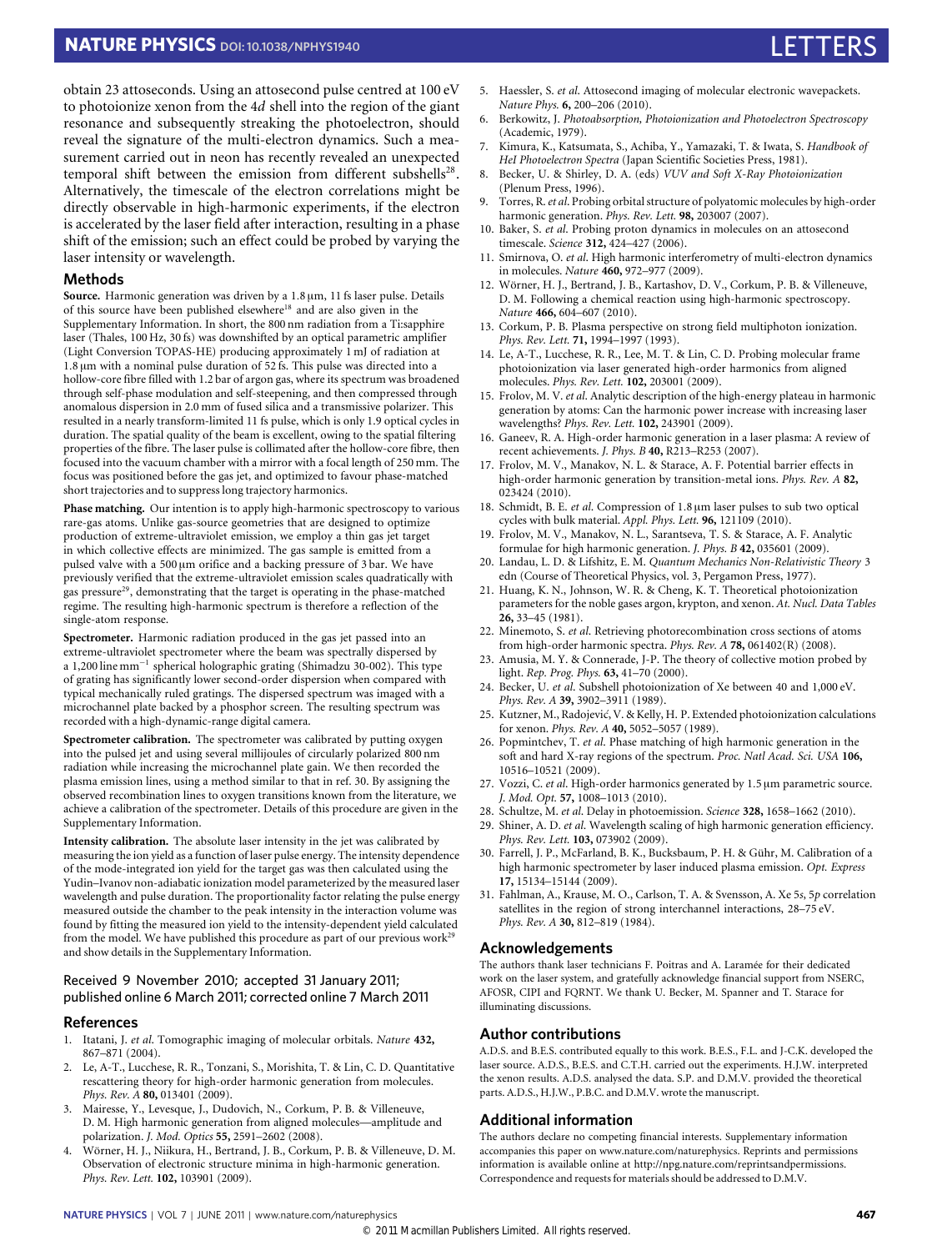obtain 23 attoseconds. Using an attosecond pulse centred at 100 eV to photoionize xenon from the 4$d$ shell into the region of the giant resonance and subsequently streaking the photoelectron, should reveal the signature of the multi-electron dynamics. Such a measurement carried out in neon has recently revealed an unexpected temporal shift between the emission from different subshells[28]. Alternatively, the timescale of the electron correlations might be directly observable in high-harmonic experiments, if the electron is accelerated by the laser field after interaction, resulting in a phase shift of the emission; such an effect could be probed by varying the laser intensity or wavelength.

## Methods

**Source.** Harmonic generation was driven by a 1.8 μm, 11 fs laser pulse. Details of this source have been published elsewhere[18] and are also given in the Supplementary Information. In short, the 800 nm radiation from a Ti:sapphire laser (Thales, 100 Hz, 30 fs) was downshifted by an optical parametric amplifier (Light Conversion TOPAS-HE) producing approximately 1 mJ of radiation at 1.8 μm with a nominal pulse duration of 52 fs. This pulse was directed into a hollow-core fibre filled with 1.2 bar of argon gas, where its spectrum was broadened through self-phase modulation and self-steepening, and then compressed through anomalous dispersion in 2.0 mm of fused silica and a transmissive polarizer. This resulted in a nearly transform-limited 11 fs pulse, which is only 1.9 optical cycles in duration. The spatial quality of the beam is excellent, owing to the spatial filtering properties of the fibre. The laser pulse is collimated after the hollow-core fibre, then focused into the vacuum chamber with a mirror with a focal length of 250 mm. The focus was positioned before the gas jet, and optimized to favour phase-matched short trajectories and to suppress long trajectory harmonics.

**Phase matching.** Our intention is to apply high-harmonic spectroscopy to various rare-gas atoms. Unlike gas-source geometries that are designed to optimize production of extreme-ultraviolet emission, we employ a thin gas jet target in which collective effects are minimized. The gas sample is emitted from a pulsed valve with a 500 μm orifice and a backing pressure of 3 bar. We have previously verified that the extreme-ultraviolet emission scales quadratically with gas pressure[29], demonstrating that the target is operating in the phase-matched regime. The resulting high-harmonic spectrum is therefore a reflection of the single-atom response.

**Spectrometer.** Harmonic radiation produced in the gas jet passed into an extreme-ultraviolet spectrometer where the beam was spectrally dispersed by a 1,200 line mm$^{-1}$ spherical holographic grating (Shimadzu 30-002). This type of grating has significantly lower second-order dispersion when compared with typical mechanically ruled gratings. The dispersed spectrum was imaged with a microchannel plate backed by a phosphor screen. The resulting spectrum was recorded with a high-dynamic-range digital camera.

**Spectrometer calibration.** The spectrometer was calibrated by putting oxygen into the pulsed jet and using several millijoules of circularly polarized 800 nm radiation while increasing the microchannel plate gain. We then recorded the plasma emission lines, using a method similar to that in ref. 30. By assigning the observed recombination lines to oxygen transitions known from the literature, we achieve a calibration of the spectrometer. Details of this procedure are given in the Supplementary Information.

**Intensity calibration.** The absolute laser intensity in the jet was calibrated by measuring the ion yield as a function of laser pulse energy. The intensity dependence of the mode-integrated ion yield for the target gas was then calculated using the Yudin–Ivanov non-adiabatic ionization model parameterized by the measured laser wavelength and pulse duration. The proportionality factor relating the pulse energy measured outside the chamber to the peak intensity in the interaction volume was found by fitting the measured ion yield to the intensity-dependent yield calculated from the model. We have published this procedure as part of our previous work[29] and show details in the Supplementary Information.

Received 9 November 2010; accepted 31 January 2011; published online 6 March 2011; corrected online 7 March 2011

## References

1. Itatani, J. *et al.* Tomographic imaging of molecular orbitals. *Nature* **432,** 867–871 (2004).
2. Le, A-T., Lucchese, R. R., Tonzani, S., Morishita, T. & Lin, C. D. Quantitative rescattering theory for high-order harmonic generation from molecules. *Phys. Rev. A* **80,** 013401 (2009).
3. Mairesse, Y., Levesque, J., Dudovich, N., Corkum, P. B. & Villeneuve, D. M. High harmonic generation from aligned molecules—amplitude and polarization. *J. Mod. Optics* **55,** 2591–2602 (2008).
4. Wörner, H. J., Niikura, H., Bertrand, J. B., Corkum, P. B. & Villeneuve, D. M. Observation of electronic structure minima in high-harmonic generation. *Phys. Rev. Lett.* **102,** 103901 (2009).
5. Haessler, S. *et al.* Attosecond imaging of molecular electronic wavepackets. *Nature Phys.* **6,** 200–206 (2010).
6. Berkowitz, J. *Photoabsorption, Photoionization and Photoelectron Spectroscopy* (Academic, 1979).
7. Kimura, K., Katsumata, S., Achiba, Y., Yamazaki, T. & Iwata, S. *Handbook of HeI Photoelectron Spectra* (Japan Scientific Societies Press, 1981).
8. Becker, U. & Shirley, D. A. (eds) *VUV and Soft X-Ray Photoionization* (Plenum Press, 1996).
9. Torres, R. *et al.* Probing orbital structure of polyatomic molecules by high-order harmonic generation. *Phys. Rev. Lett.* **98,** 203007 (2007).
10. Baker, S. *et al.* Probing proton dynamics in molecules on an attosecond timescale. *Science* **312,** 424–427 (2006).
11. Smirnova, O. *et al.* High harmonic interferometry of multi-electron dynamics in molecules. *Nature* **460,** 972–977 (2009).
12. Wörner, H. J., Bertrand, J. B., Kartashov, D. V., Corkum, P. B. & Villeneuve, D. M. Following a chemical reaction using high-harmonic spectroscopy. *Nature* **466,** 604–607 (2010).
13. Corkum, P. B. Plasma perspective on strong field multiphoton ionization. *Phys. Rev. Lett.* **71,** 1994–1997 (1993).
14. Le, A-T., Lucchese, R. R., Lee, M. T. & Lin, C. D. Probing molecular frame photoionization via laser generated high-order harmonics from aligned molecules. *Phys. Rev. Lett.* **102,** 203001 (2009).
15. Frolov, M. V. *et al.* Analytic description of the high-energy plateau in harmonic generation by atoms: Can the harmonic power increase with increasing laser wavelengths? *Phys. Rev. Lett.* **102,** 243901 (2009).
16. Ganeev, R. A. High-order harmonic generation in a laser plasma: A review of recent achievements. *J. Phys. B* **40,** R213–R253 (2007).
17. Frolov, M. V., Manakov, N. L. & Starace, A. F. Potential barrier effects in high-order harmonic generation by transition-metal ions. *Phys. Rev. A* **82,** 023424 (2010).
18. Schmidt, B. E. *et al.* Compression of 1.8 μm laser pulses to sub two optical cycles with bulk material. *Appl. Phys. Lett.* **96,** 121109 (2010).
19. Frolov, M. V., Manakov, N. L., Sarantseva, T. S. & Starace, A. F. Analytic formulae for high harmonic generation. *J. Phys. B* **42,** 035601 (2009).
20. Landau, L. D. & Lifshitz, E. M. *Quantum Mechanics Non-Relativistic Theory* 3 edn (Course of Theoretical Physics, vol. 3, Pergamon Press, 1977).
21. Huang, K. N., Johnson, W. R. & Cheng, K. T. Theoretical photoionization parameters for the noble gases argon, krypton, and xenon. *At. Nucl. Data Tables* **26,** 33–45 (1981).
22. Minemoto, S. *et al.* Retrieving photorecombination cross sections of atoms from high-order harmonic spectra. *Phys. Rev. A* **78,** 061402(R) (2008).
23. Amusia, M. Y. & Connerade, J-P. The theory of collective motion probed by light. *Rep. Prog. Phys.* **63,** 41–70 (2000).
24. Becker, U. *et al.* Subshell photoionization of Xe between 40 and 1,000 eV. *Phys. Rev. A* **39,** 3902–3911 (1989).
25. Kutzner, M., Radojević, V. & Kelly, H. P. Extended photoionization calculations for xenon. *Phys. Rev. A* **40,** 5052–5057 (1989).
26. Popmintchev, T. *et al.* Phase matching of high harmonic generation in the soft and hard X-ray regions of the spectrum. *Proc. Natl Acad. Sci. USA* **106,** 10516–10521 (2009).
27. Vozzi, C. *et al.* High-order harmonics generated by 1.5 μm parametric source. *J. Mod. Opt.* **57,** 1008–1013 (2010).
28. Schultze, M. *et al.* Delay in photoemission. *Science* **328,** 1658–1662 (2010).
29. Shiner, A. D. *et al.* Wavelength scaling of high harmonic generation efficiency. *Phys. Rev. Lett.* **103,** 073902 (2009).
30. Farrell, J. P., McFarland, B. K., Bucksbaum, P. H. & Gühr, M. Calibration of a high harmonic spectrometer by laser induced plasma emission. *Opt. Express* **17,** 15134–15144 (2009).
31. Fahlman, A., Krause, M. O., Carlson, T. A. & Svensson, A. Xe 5$s$, 5$p$ correlation satellites in the region of strong interchannel interactions, 28–75 eV. *Phys. Rev. A* **30,** 812–819 (1984).

## Acknowledgements

The authors thank laser technicians F. Poitras and A. Laramée for their dedicated work on the laser system, and gratefully acknowledge financial support from NSERC, AFOSR, CIPI and FQRNT. We thank U. Becker, M. Spanner and T. Starace for illuminating discussions.

## Author contributions

A.D.S. and B.E.S. contributed equally to this work. B.E.S., F.L. and J-C.K. developed the laser source. A.D.S., B.E.S. and C.T.H. carried out the experiments. H.J.W. interpreted the xenon results. A.D.S. analysed the data. S.P. and D.M.V. provided the theoretical parts. A.D.S., H.J.W., P.B.C. and D.M.V. wrote the manuscript.

## Additional information

The authors declare no competing financial interests. Supplementary information accompanies this paper on www.nature.com/naturephysics. Reprints and permissions information is available online at http://npg.nature.com/reprintsandpermissions. Correspondence and requests for materials should be addressed to D.M.V.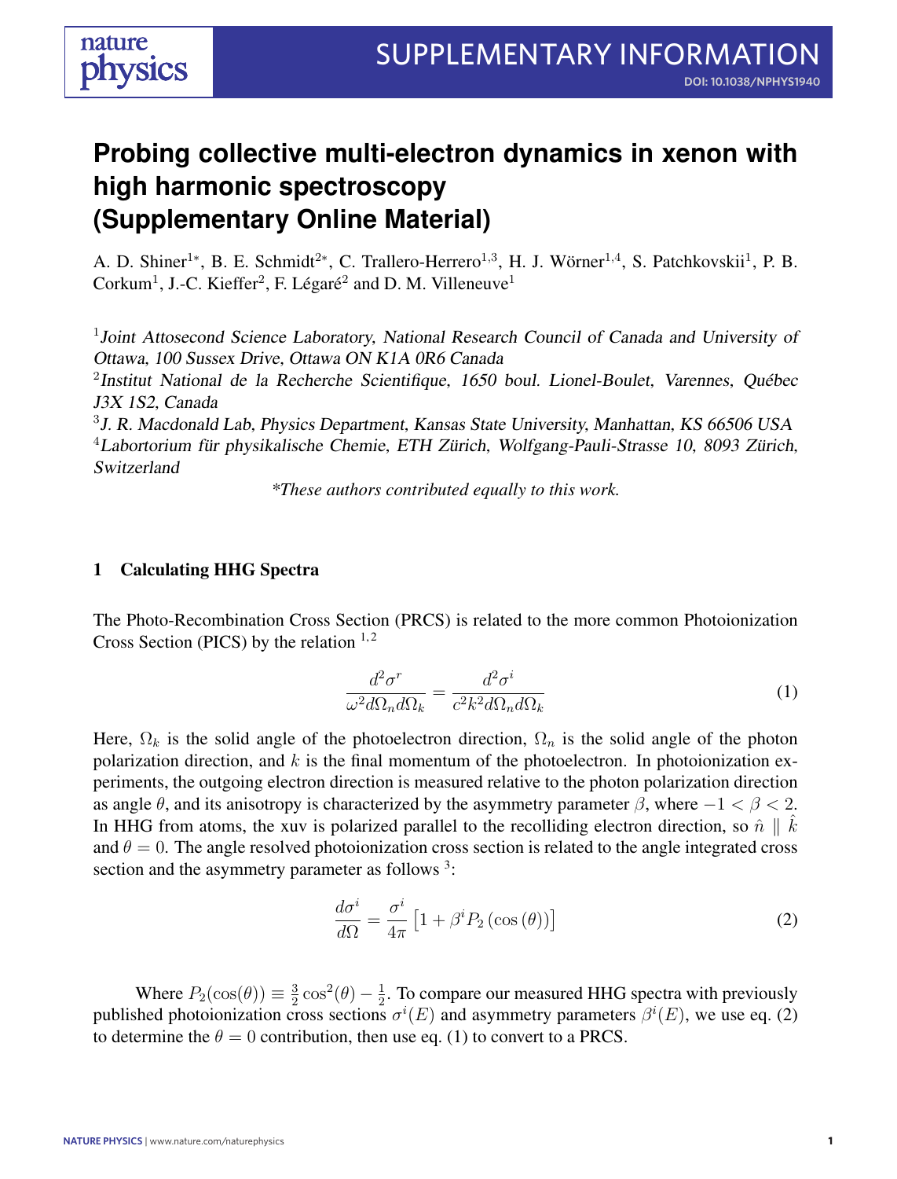# Probing collective multi-electron dynamics in xenon with high harmonic spectroscopy (Supplementary Online Material)

A. D. Shiner[1*], B. E. Schmidt[2*], C. Trallero-Herrero[1,3], H. J. Wörner[1,4], S. Patchkovskii[1], P. B. Corkum[1], J.-C. Kieffer[2], F. Légaré[2] and D. M. Villeneuve[1]

[1] *Joint Attosecond Science Laboratory, National Research Council of Canada and University of Ottawa, 100 Sussex Drive, Ottawa ON K1A 0R6 Canada*

[2] *Institut National de la Recherche Scientifique, 1650 boul. Lionel-Boulet, Varennes, Québec J3X 1S2, Canada*

[3] *J. R. Macdonald Lab, Physics Department, Kansas State University, Manhattan, KS 66506 USA*

[4] *Labortorium für physikalische Chemie, ETH Zürich, Wolfgang-Pauli-Strasse 10, 8093 Zürich, Switzerland*

*\*These authors contributed equally to this work.*

## 1 Calculating HHG Spectra

The Photo-Recombination Cross Section (PRCS) is related to the more common Photoionization Cross Section (PICS) by the relation [1,2]

$$\frac{d^2\sigma^r}{\omega^2 d\Omega_n d\Omega_k} = \frac{d^2\sigma^i}{c^2 k^2 d\Omega_n d\Omega_k} \tag{1}$$

Here, $\Omega_k$ is the solid angle of the photoelectron direction, $\Omega_n$ is the solid angle of the photon polarization direction, and $k$ is the final momentum of the photoelectron. In photoionization experiments, the outgoing electron direction is measured relative to the photon polarization direction as angle $\theta$, and its anisotropy is characterized by the asymmetry parameter $\beta$, where $-1 < \beta < 2$. In HHG from atoms, the xuv is polarized parallel to the recolliding electron direction, so $\hat{n} \parallel \hat{k}$ and $\theta = 0$. The angle resolved photoionization cross section is related to the angle integrated cross section and the asymmetry parameter as follows [3]:

$$\frac{d\sigma^i}{d\Omega} = \frac{\sigma^i}{4\pi}\left[1 + \beta^i P_2\left(\cos\left(\theta\right)\right)\right] \tag{2}$$

Where $P_2(\cos(\theta)) \equiv \frac{3}{2}\cos^2(\theta) - \frac{1}{2}$. To compare our measured HHG spectra with previously published photoionization cross sections $\sigma^i(E)$ and asymmetry parameters $\beta^i(E)$, we use eq. (2) to determine the $\theta = 0$ contribution, then use eq. (1) to convert to a PRCS.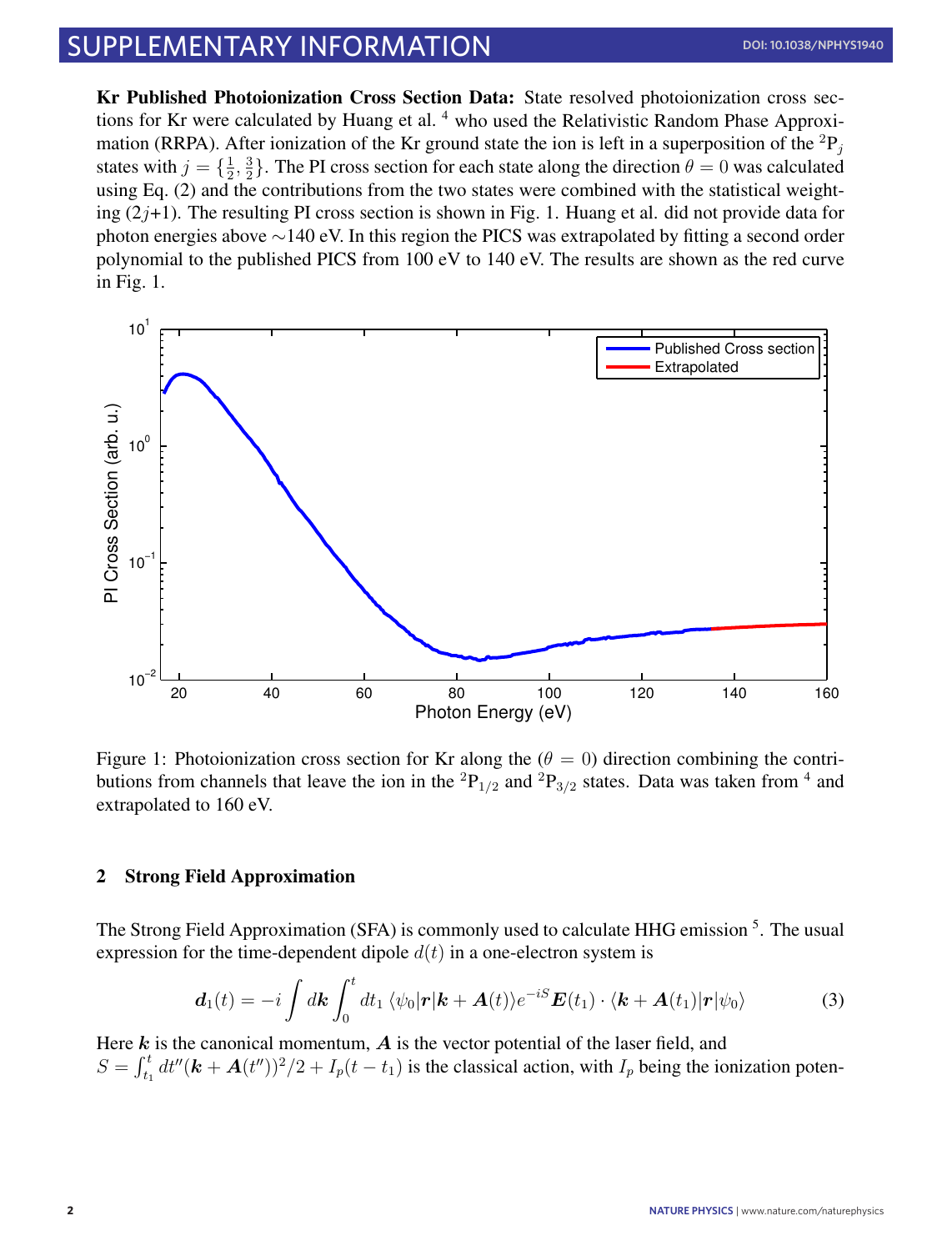**Kr Published Photoionization Cross Section Data:** State resolved photoionization cross sections for Kr were calculated by Huang et al. [4] who used the Relativistic Random Phase Approximation (RRPA). After ionization of the Kr ground state the ion is left in a superposition of the $^2\mathrm{P}_j$ states with $j = \{\frac{1}{2}, \frac{3}{2}\}$. The PI cross section for each state along the direction $\theta = 0$ was calculated using Eq. (2) and the contributions from the two states were combined with the statistical weighting ($2j$+1). The resulting PI cross section is shown in Fig. 1. Huang et al. did not provide data for photon energies above $\sim$140 eV. In this region the PICS was extrapolated by fitting a second order polynomial to the published PICS from 100 eV to 140 eV. The results are shown as the red curve in Fig. 1.

Figure 1: Photoionization cross section for Kr along the ($\theta = 0$) direction combining the contributions from channels that leave the ion in the $^2\mathrm{P}_{1/2}$ and $^2\mathrm{P}_{3/2}$ states. Data was taken from [4] and extrapolated to 160 eV.

## 2 Strong Field Approximation

The Strong Field Approximation (SFA) is commonly used to calculate HHG emission [5]. The usual expression for the time-dependent dipole $d(t)$ in a one-electron system is

$$\boldsymbol{d}_1(t) = -i \int d\boldsymbol{k} \int_0^t dt_1 \, \langle \psi_0 | \boldsymbol{r} | \boldsymbol{k} + \boldsymbol{A}(t) \rangle e^{-iS} \boldsymbol{E}(t_1) \cdot \langle \boldsymbol{k} + \boldsymbol{A}(t_1) | \boldsymbol{r} | \psi_0 \rangle \tag{3}$$

Here $\boldsymbol{k}$ is the canonical momentum, $\boldsymbol{A}$ is the vector potential of the laser field, and $S = \int_{t_1}^{t} dt'' (\boldsymbol{k} + \boldsymbol{A}(t''))^2/2 + I_p(t - t_1)$ is the classical action, with $I_p$ being the ionization poten-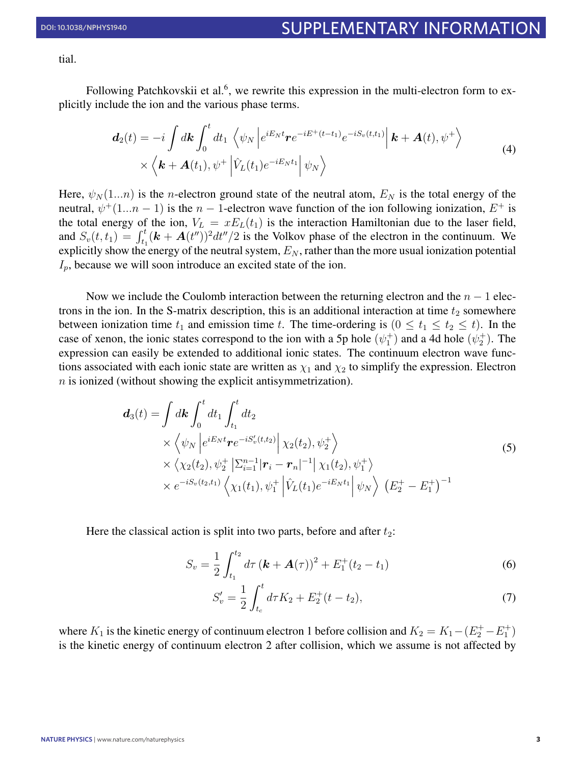tial.

Following Patchkovskii et al.[6], we rewrite this expression in the multi-electron form to explicitly include the ion and the various phase terms.

$$\boldsymbol{d}_2(t) = -i \int d\boldsymbol{k} \int_0^t dt_1 \left\langle \psi_N \left| e^{iE_N t} \boldsymbol{r} e^{-iE^+(t-t_1)} e^{-iS_v(t,t_1)} \right| \boldsymbol{k} + \boldsymbol{A}(t), \psi^+ \right\rangle \\ \times \left\langle \boldsymbol{k} + \boldsymbol{A}(t_1), \psi^+ \left| \hat{V}_L(t_1) e^{-iE_N t_1} \right| \psi_N \right\rangle \tag{4}$$

Here, $\psi_N(1...n)$ is the $n$-electron ground state of the neutral atom, $E_N$ is the total energy of the neutral, $\psi^+(1...n-1)$ is the $n-1$-electron wave function of the ion following ionization, $E^+$ is the total energy of the ion, $V_L = xE_L(t_1)$ is the interaction Hamiltonian due to the laser field, and $S_v(t, t_1) = \int_{t_1}^t (\boldsymbol{k} + \boldsymbol{A}(t''))^2 dt''/2$ is the Volkov phase of the electron in the continuum. We explicitly show the energy of the neutral system, $E_N$, rather than the more usual ionization potential $I_p$, because we will soon introduce an excited state of the ion.

Now we include the Coulomb interaction between the returning electron and the $n-1$ electrons in the ion. In the S-matrix description, this is an additional interaction at time $t_2$ somewhere between ionization time $t_1$ and emission time $t$. The time-ordering is $(0 \leq t_1 \leq t_2 \leq t)$. In the case of xenon, the ionic states correspond to the ion with a 5p hole ($\psi_1^+$) and a 4d hole ($\psi_2^+$). The expression can easily be extended to additional ionic states. The continuum electron wave functions associated with each ionic state are written as $\chi_1$ and $\chi_2$ to simplify the expression. Electron $n$ is ionized (without showing the explicit antisymmetrization).

$$\boldsymbol{d}_3(t) = \int d\boldsymbol{k} \int_0^t dt_1 \int_{t_1}^t dt_2 \\ \times \left\langle \psi_N \left| e^{iE_N t} \boldsymbol{r} e^{-iS'_v(t,t_2)} \right| \chi_2(t_2), \psi_2^+ \right\rangle \\ \times \left\langle \chi_2(t_2), \psi_2^+ \left| \Sigma_{i=1}^{n-1} |\boldsymbol{r}_i - \boldsymbol{r}_n|^{-1} \right| \chi_1(t_2), \psi_1^+ \right\rangle \\ \times e^{-iS_v(t_2,t_1)} \left\langle \chi_1(t_1), \psi_1^+ \left| \hat{V}_L(t_1) e^{-iE_N t_1} \right| \psi_N \right\rangle \left( E_2^+ - E_1^+ \right)^{-1} \tag{5}$$

Here the classical action is split into two parts, before and after $t_2$:

$$S_v = \frac{1}{2} \int_{t_1}^{t_2} d\tau \left( \boldsymbol{k} + \boldsymbol{A}(\tau) \right)^2 + E_1^+(t_2 - t_1) \tag{6}$$

$$S'_v = \frac{1}{2} \int_{t_c}^{t} d\tau K_2 + E_2^+(t - t_2), \tag{7}$$

where $K_1$ is the kinetic energy of continuum electron 1 before collision and $K_2 = K_1 - (E_2^+ - E_1^+)$ is the kinetic energy of continuum electron 2 after collision, which we assume is not affected by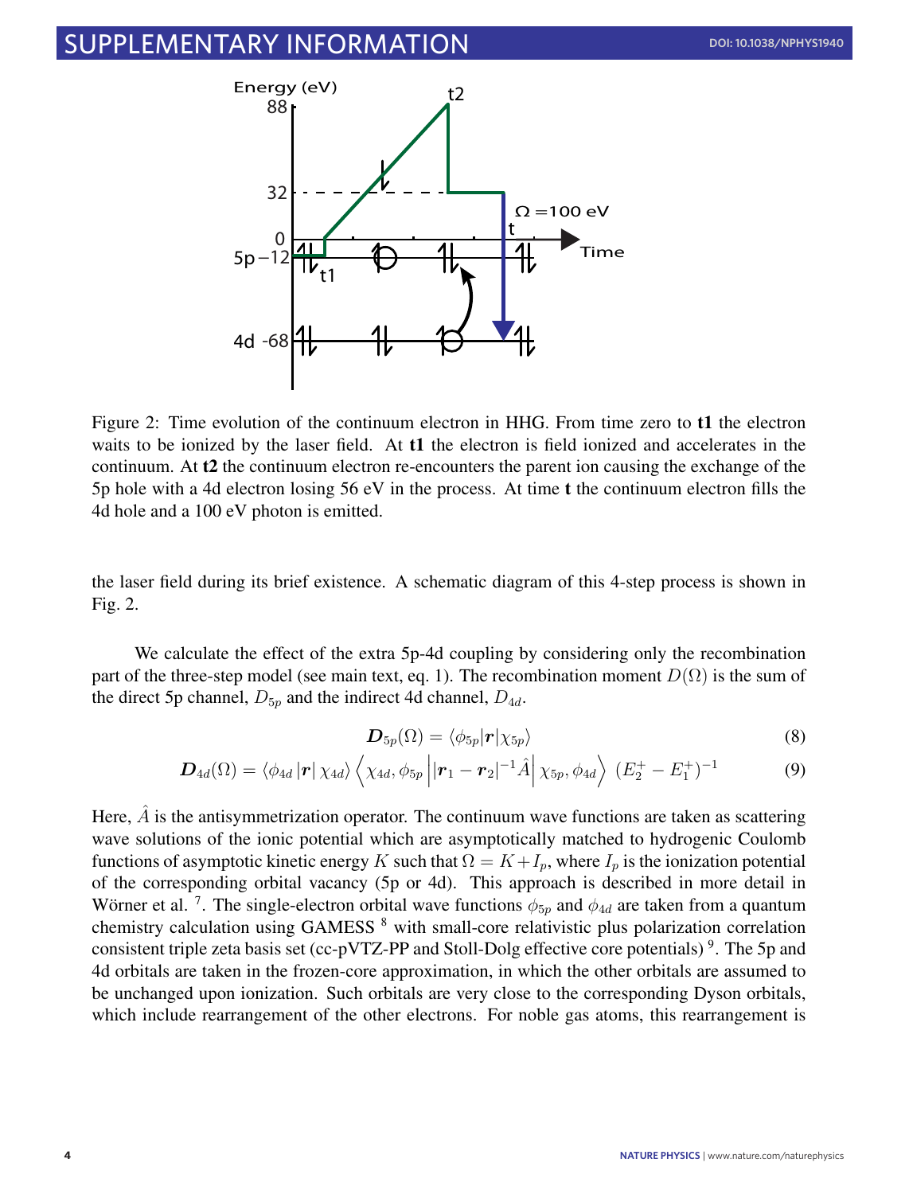Figure 2: Time evolution of the continuum electron in HHG. From time zero to **t1** the electron waits to be ionized by the laser field. At **t1** the electron is field ionized and accelerates in the continuum. At **t2** the continuum electron re-encounters the parent ion causing the exchange of the 5p hole with a 4d electron losing 56 eV in the process. At time **t** the continuum electron fills the 4d hole and a 100 eV photon is emitted.

the laser field during its brief existence. A schematic diagram of this 4-step process is shown in Fig. 2.

We calculate the effect of the extra 5p-4d coupling by considering only the recombination part of the three-step model (see main text, eq. 1). The recombination moment $D(\Omega)$ is the sum of the direct 5p channel, $D_{5p}$ and the indirect 4d channel, $D_{4d}$.

$$\boldsymbol{D}_{5p}(\Omega) = \langle \phi_{5p} | \boldsymbol{r} | \chi_{5p} \rangle \tag{8}$$

$$\boldsymbol{D}_{4d}(\Omega) = \langle \phi_{4d} | \boldsymbol{r} | \chi_{4d} \rangle \left\langle \chi_{4d}, \phi_{5p} \left| |\boldsymbol{r}_1 - \boldsymbol{r}_2|^{-1} \hat{A} \right| \chi_{5p}, \phi_{4d} \right\rangle \, (E_2^+ - E_1^+)^{-1} \tag{9}$$

Here, $\hat{A}$ is the antisymmetrization operator. The continuum wave functions are taken as scattering wave solutions of the ionic potential which are asymptotically matched to hydrogenic Coulomb functions of asymptotic kinetic energy $K$ such that $\Omega = K + I_p$, where $I_p$ is the ionization potential of the corresponding orbital vacancy (5p or 4d). This approach is described in more detail in Wörner et al. [7]. The single-electron orbital wave functions $\phi_{5p}$ and $\phi_{4d}$ are taken from a quantum chemistry calculation using GAMESS [8] with small-core relativistic plus polarization correlation consistent triple zeta basis set (cc-pVTZ-PP and Stoll-Dolg effective core potentials) [9]. The 5p and 4d orbitals are taken in the frozen-core approximation, in which the other orbitals are assumed to be unchanged upon ionization. Such orbitals are very close to the corresponding Dyson orbitals, which include rearrangement of the other electrons. For noble gas atoms, this rearrangement is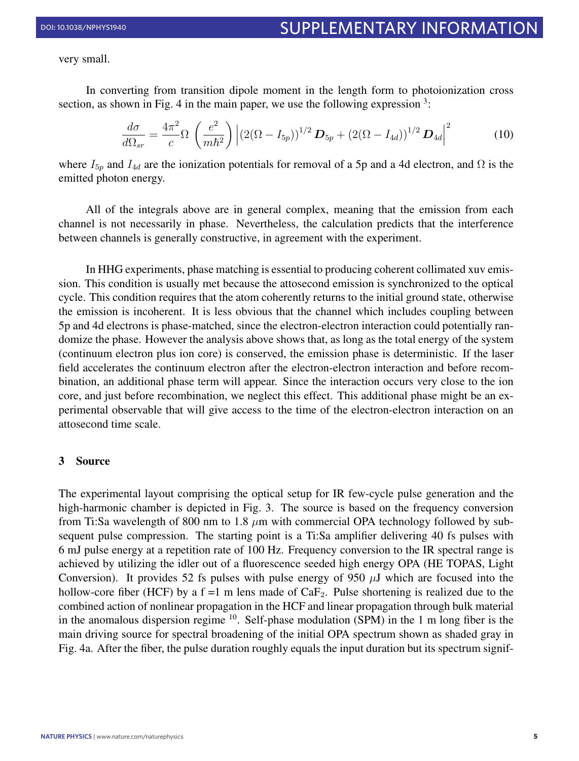very small.

In converting from transition dipole moment in the length form to photoionization cross section, as shown in Fig. 4 in the main paper, we use the following expression [3]:

$$\frac{d\sigma}{d\Omega_{sr}} = \frac{4\pi^2}{c}\Omega \left(\frac{e^2}{m\hbar^2}\right) \left|(2(\Omega - I_{5p}))^{1/2} \boldsymbol{D}_{5p} + (2(\Omega - I_{4d}))^{1/2} \boldsymbol{D}_{4d}\right|^2 \tag{10}$$

where $I_{5p}$ and $I_{4d}$ are the ionization potentials for removal of a 5p and a 4d electron, and $\Omega$ is the emitted photon energy.

All of the integrals above are in general complex, meaning that the emission from each channel is not necessarily in phase. Nevertheless, the calculation predicts that the interference between channels is generally constructive, in agreement with the experiment.

In HHG experiments, phase matching is essential to producing coherent collimated xuv emission. This condition is usually met because the attosecond emission is synchronized to the optical cycle. This condition requires that the atom coherently returns to the initial ground state, otherwise the emission is incoherent. It is less obvious that the channel which includes coupling between 5p and 4d electrons is phase-matched, since the electron-electron interaction could potentially randomize the phase. However the analysis above shows that, as long as the total energy of the system (continuum electron plus ion core) is conserved, the emission phase is deterministic. If the laser field accelerates the continuum electron after the electron-electron interaction and before recombination, an additional phase term will appear. Since the interaction occurs very close to the ion core, and just before recombination, we neglect this effect. This additional phase might be an experimental observable that will give access to the time of the electron-electron interaction on an attosecond time scale.

## 3 Source

The experimental layout comprising the optical setup for IR few-cycle pulse generation and the high-harmonic chamber is depicted in Fig. 3. The source is based on the frequency conversion from Ti:Sa wavelength of 800 nm to 1.8 $\mu$m with commercial OPA technology followed by subsequent pulse compression. The starting point is a Ti:Sa amplifier delivering 40 fs pulses with 6 mJ pulse energy at a repetition rate of 100 Hz. Frequency conversion to the IR spectral range is achieved by utilizing the idler out of a fluorescence seeded high energy OPA (HE TOPAS, Light Conversion). It provides 52 fs pulses with pulse energy of 950 $\mu$J which are focused into the hollow-core fiber (HCF) by a f =1 m lens made of $CaF_2$. Pulse shortening is realized due to the combined action of nonlinear propagation in the HCF and linear propagation through bulk material in the anomalous dispersion regime [10]. Self-phase modulation (SPM) in the 1 m long fiber is the main driving source for spectral broadening of the initial OPA spectrum shown as shaded gray in Fig. 4a. After the fiber, the pulse duration roughly equals the input duration but its spectrum signif-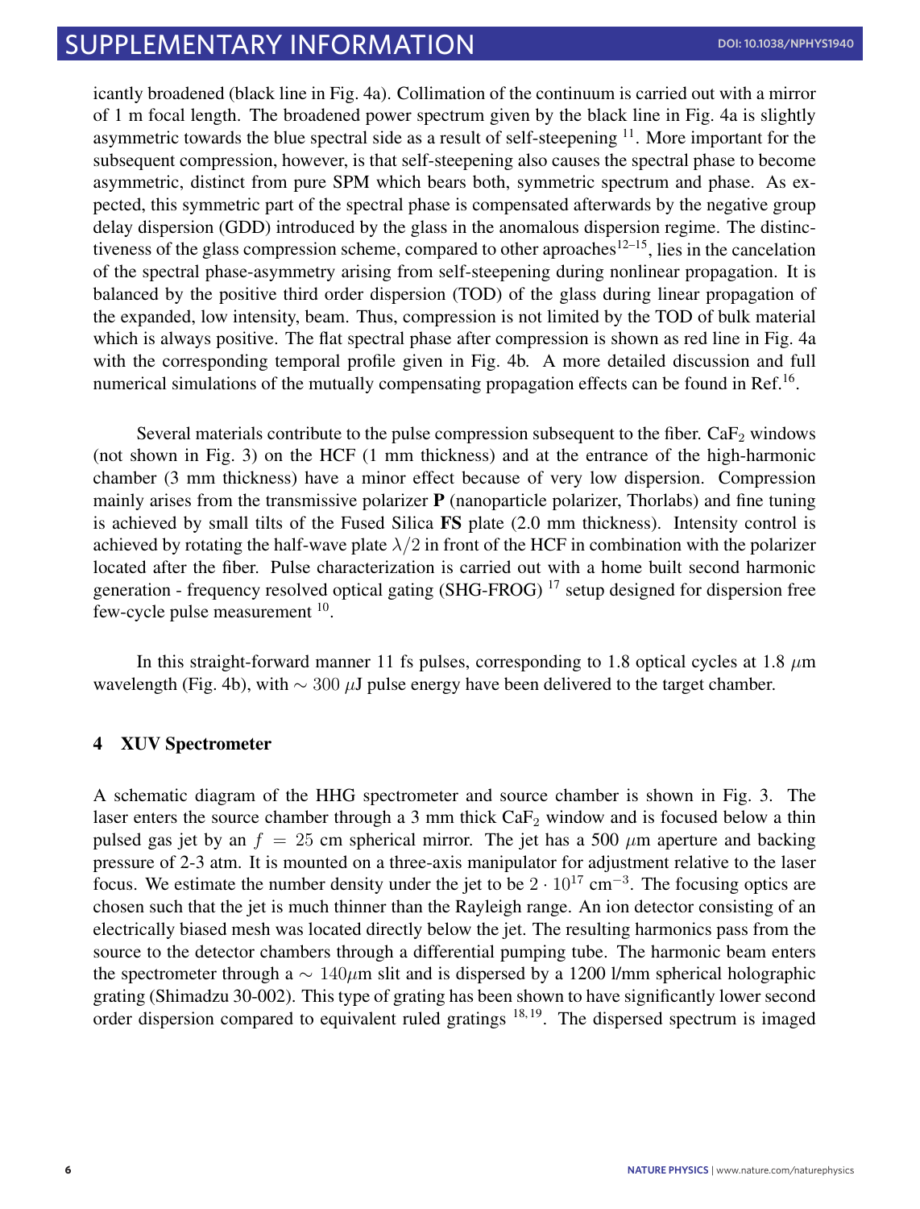icantly broadened (black line in Fig. 4a). Collimation of the continuum is carried out with a mirror of 1 m focal length. The broadened power spectrum given by the black line in Fig. 4a is slightly asymmetric towards the blue spectral side as a result of self-steepening [11]. More important for the subsequent compression, however, is that self-steepening also causes the spectral phase to become asymmetric, distinct from pure SPM which bears both, symmetric spectrum and phase. As expected, this symmetric part of the spectral phase is compensated afterwards by the negative group delay dispersion (GDD) introduced by the glass in the anomalous dispersion regime. The distinctiveness of the glass compression scheme, compared to other aproaches[12–15], lies in the cancelation of the spectral phase-asymmetry arising from self-steepening during nonlinear propagation. It is balanced by the positive third order dispersion (TOD) of the glass during linear propagation of the expanded, low intensity, beam. Thus, compression is not limited by the TOD of bulk material which is always positive. The flat spectral phase after compression is shown as red line in Fig. 4a with the corresponding temporal profile given in Fig. 4b. A more detailed discussion and full numerical simulations of the mutually compensating propagation effects can be found in Ref.[16].

Several materials contribute to the pulse compression subsequent to the fiber. $CaF_2$ windows (not shown in Fig. 3) on the HCF (1 mm thickness) and at the entrance of the high-harmonic chamber (3 mm thickness) have a minor effect because of very low dispersion. Compression mainly arises from the transmissive polarizer **P** (nanoparticle polarizer, Thorlabs) and fine tuning is achieved by small tilts of the Fused Silica **FS** plate (2.0 mm thickness). Intensity control is achieved by rotating the half-wave plate $\lambda/2$ in front of the HCF in combination with the polarizer located after the fiber. Pulse characterization is carried out with a home built second harmonic generation - frequency resolved optical gating (SHG-FROG) [17] setup designed for dispersion free few-cycle pulse measurement [10].

In this straight-forward manner 11 fs pulses, corresponding to 1.8 optical cycles at 1.8 $\mu$m wavelength (Fig. 4b), with $\sim 300$ $\mu$J pulse energy have been delivered to the target chamber.

## 4 XUV Spectrometer

A schematic diagram of the HHG spectrometer and source chamber is shown in Fig. 3. The laser enters the source chamber through a 3 mm thick $CaF_2$ window and is focused below a thin pulsed gas jet by an $f = 25$ cm spherical mirror. The jet has a 500 $\mu$m aperture and backing pressure of 2-3 atm. It is mounted on a three-axis manipulator for adjustment relative to the laser focus. We estimate the number density under the jet to be $2 \cdot 10^{17}$ cm$^{-3}$. The focusing optics are chosen such that the jet is much thinner than the Rayleigh range. An ion detector consisting of an electrically biased mesh was located directly below the jet. The resulting harmonics pass from the source to the detector chambers through a differential pumping tube. The harmonic beam enters the spectrometer through a $\sim 140\mu$m slit and is dispersed by a 1200 l/mm spherical holographic grating (Shimadzu 30-002). This type of grating has been shown to have significantly lower second order dispersion compared to equivalent ruled gratings [18,19]. The dispersed spectrum is imaged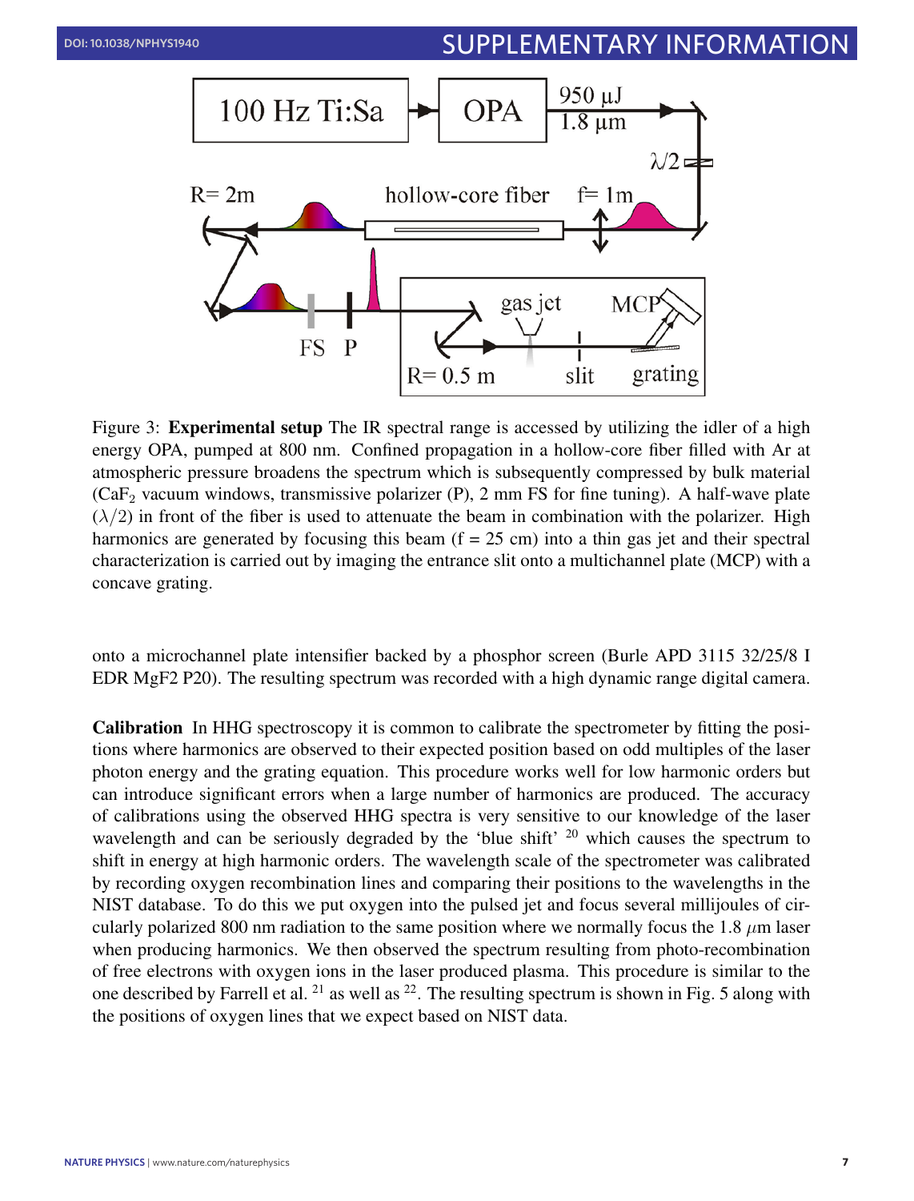Figure 3: **Experimental setup** The IR spectral range is accessed by utilizing the idler of a high energy OPA, pumped at 800 nm. Confined propagation in a hollow-core fiber filled with Ar at atmospheric pressure broadens the spectrum which is subsequently compressed by bulk material ($CaF_2$ vacuum windows, transmissive polarizer (P), 2 mm FS for fine tuning). A half-wave plate ($\lambda/2$) in front of the fiber is used to attenuate the beam in combination with the polarizer. High harmonics are generated by focusing this beam (f = 25 cm) into a thin gas jet and their spectral characterization is carried out by imaging the entrance slit onto a multichannel plate (MCP) with a concave grating.

onto a microchannel plate intensifier backed by a phosphor screen (Burle APD 3115 32/25/8 I EDR MgF2 P20). The resulting spectrum was recorded with a high dynamic range digital camera.

**Calibration** In HHG spectroscopy it is common to calibrate the spectrometer by fitting the positions where harmonics are observed to their expected position based on odd multiples of the laser photon energy and the grating equation. This procedure works well for low harmonic orders but can introduce significant errors when a large number of harmonics are produced. The accuracy of calibrations using the observed HHG spectra is very sensitive to our knowledge of the laser wavelength and can be seriously degraded by the 'blue shift' [20] which causes the spectrum to shift in energy at high harmonic orders. The wavelength scale of the spectrometer was calibrated by recording oxygen recombination lines and comparing their positions to the wavelengths in the NIST database. To do this we put oxygen into the pulsed jet and focus several millijoules of circularly polarized 800 nm radiation to the same position where we normally focus the 1.8 $\mu$m laser when producing harmonics. We then observed the spectrum resulting from photo-recombination of free electrons with oxygen ions in the laser produced plasma. This procedure is similar to the one described by Farrell et al. [21] as well as [22]. The resulting spectrum is shown in Fig. 5 along with the positions of oxygen lines that we expect based on NIST data.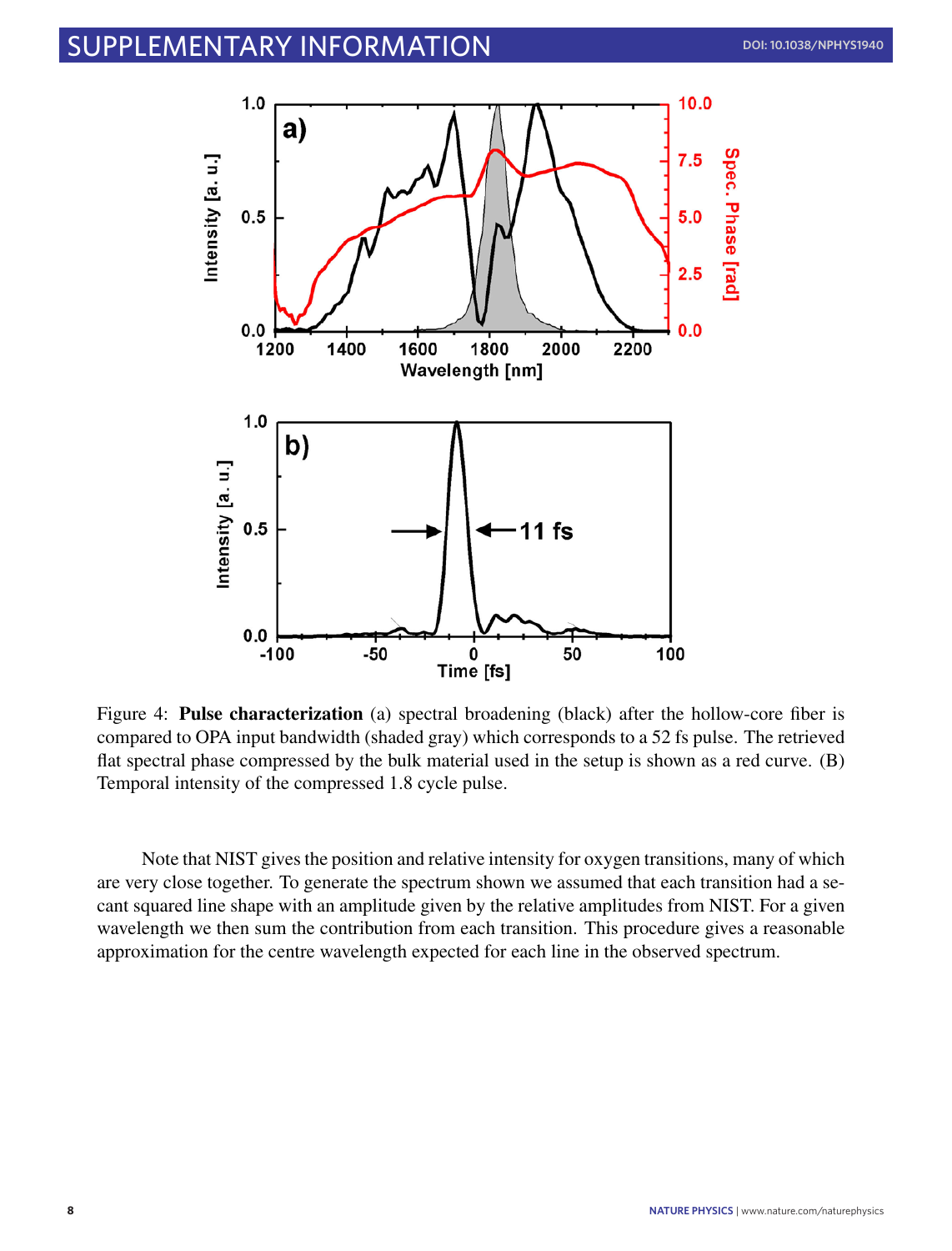Figure 4: **Pulse characterization** (a) spectral broadening (black) after the hollow-core fiber is compared to OPA input bandwidth (shaded gray) which corresponds to a 52 fs pulse. The retrieved flat spectral phase compressed by the bulk material used in the setup is shown as a red curve. (B) Temporal intensity of the compressed 1.8 cycle pulse.

Note that NIST gives the position and relative intensity for oxygen transitions, many of which are very close together. To generate the spectrum shown we assumed that each transition had a secant squared line shape with an amplitude given by the relative amplitudes from NIST. For a given wavelength we then sum the contribution from each transition. This procedure gives a reasonable approximation for the centre wavelength expected for each line in the observed spectrum.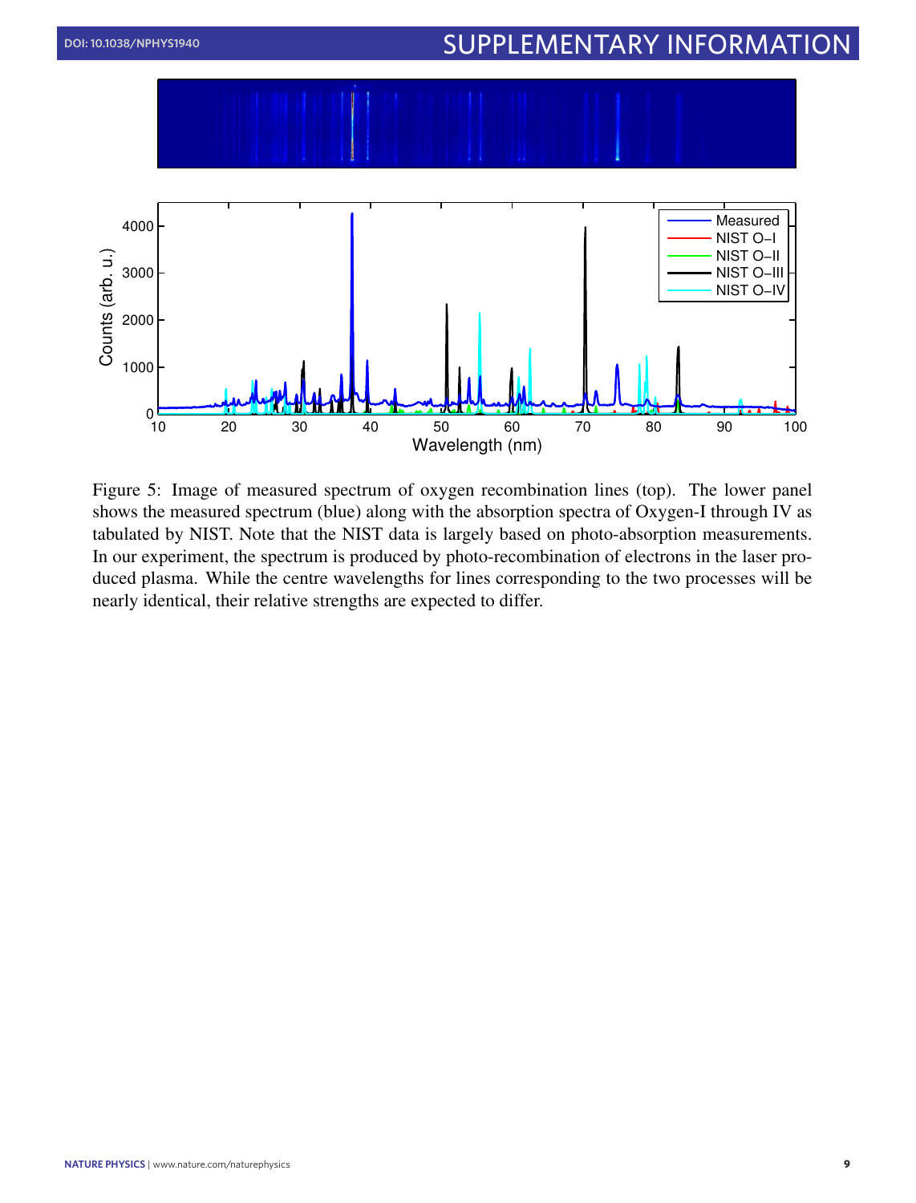Figure 5: Image of measured spectrum of oxygen recombination lines (top). The lower panel shows the measured spectrum (blue) along with the absorption spectra of Oxygen-I through IV as tabulated by NIST. Note that the NIST data is largely based on photo-absorption measurements. In our experiment, the spectrum is produced by photo-recombination of electrons in the laser produced plasma. While the centre wavelengths for lines corresponding to the two processes will be nearly identical, their relative strengths are expected to differ.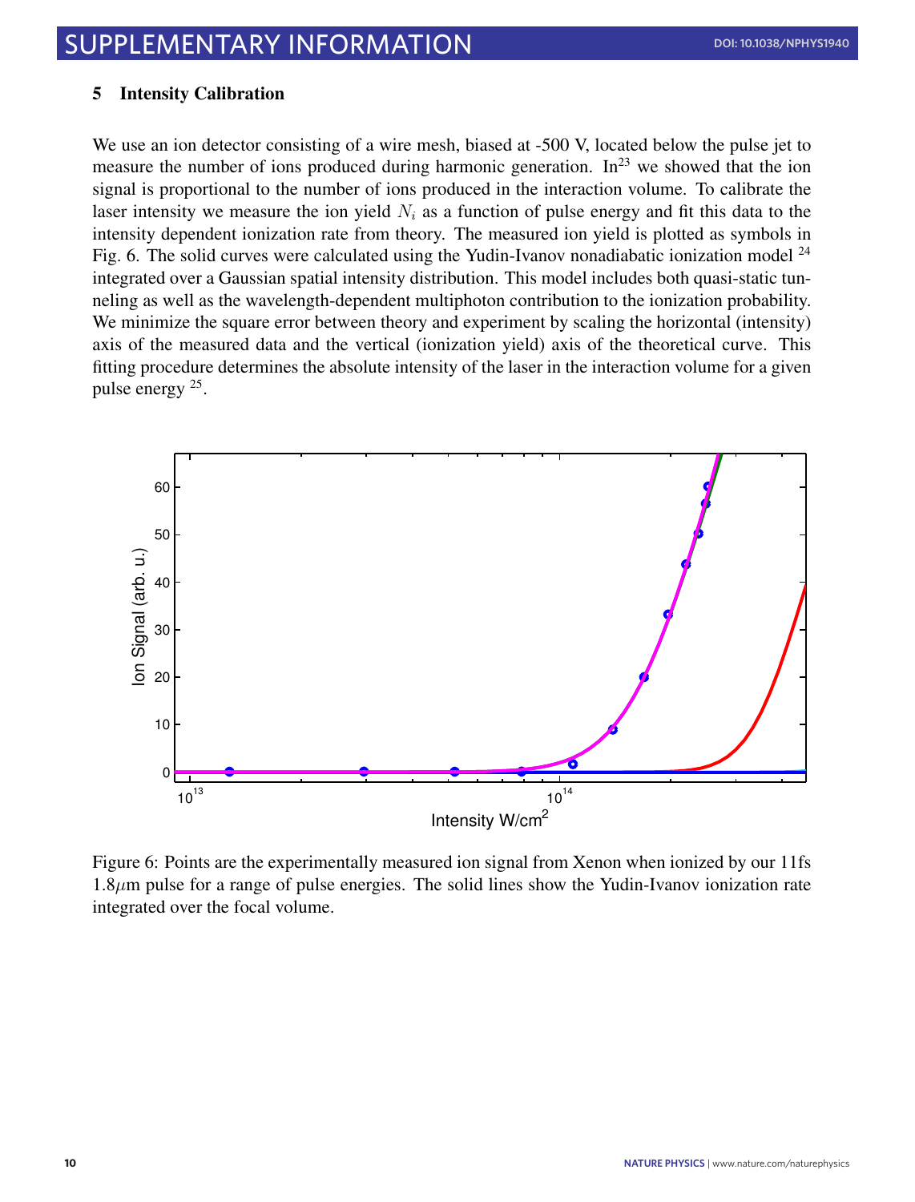## 5 Intensity Calibration

We use an ion detector consisting of a wire mesh, biased at -500 V, located below the pulse jet to measure the number of ions produced during harmonic generation. In[23] we showed that the ion signal is proportional to the number of ions produced in the interaction volume. To calibrate the laser intensity we measure the ion yield $N_i$ as a function of pulse energy and fit this data to the intensity dependent ionization rate from theory. The measured ion yield is plotted as symbols in Fig. 6. The solid curves were calculated using the Yudin-Ivanov nonadiabatic ionization model [24] integrated over a Gaussian spatial intensity distribution. This model includes both quasi-static tunneling as well as the wavelength-dependent multiphoton contribution to the ionization probability. We minimize the square error between theory and experiment by scaling the horizontal (intensity) axis of the measured data and the vertical (ionization yield) axis of the theoretical curve. This fitting procedure determines the absolute intensity of the laser in the interaction volume for a given pulse energy [25].

Figure 6: Points are the experimentally measured ion signal from Xenon when ionized by our 11fs $1.8\mu$m pulse for a range of pulse energies. The solid lines show the Yudin-Ivanov ionization rate integrated over the focal volume.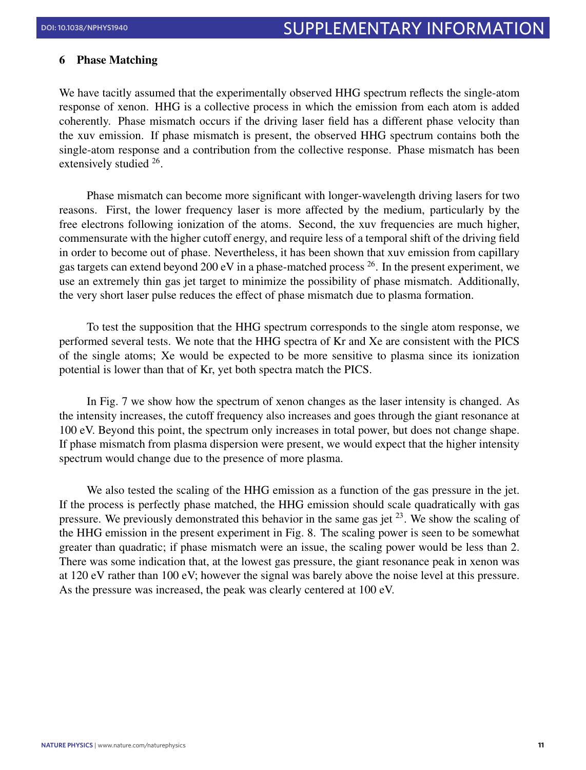## 6 Phase Matching

We have tacitly assumed that the experimentally observed HHG spectrum reflects the single-atom response of xenon. HHG is a collective process in which the emission from each atom is added coherently. Phase mismatch occurs if the driving laser field has a different phase velocity than the xuv emission. If phase mismatch is present, the observed HHG spectrum contains both the single-atom response and a contribution from the collective response. Phase mismatch has been extensively studied [26].

Phase mismatch can become more significant with longer-wavelength driving lasers for two reasons. First, the lower frequency laser is more affected by the medium, particularly by the free electrons following ionization of the atoms. Second, the xuv frequencies are much higher, commensurate with the higher cutoff energy, and require less of a temporal shift of the driving field in order to become out of phase. Nevertheless, it has been shown that xuv emission from capillary gas targets can extend beyond 200 eV in a phase-matched process [26]. In the present experiment, we use an extremely thin gas jet target to minimize the possibility of phase mismatch. Additionally, the very short laser pulse reduces the effect of phase mismatch due to plasma formation.

To test the supposition that the HHG spectrum corresponds to the single atom response, we performed several tests. We note that the HHG spectra of Kr and Xe are consistent with the PICS of the single atoms; Xe would be expected to be more sensitive to plasma since its ionization potential is lower than that of Kr, yet both spectra match the PICS.

In Fig. 7 we show how the spectrum of xenon changes as the laser intensity is changed. As the intensity increases, the cutoff frequency also increases and goes through the giant resonance at 100 eV. Beyond this point, the spectrum only increases in total power, but does not change shape. If phase mismatch from plasma dispersion were present, we would expect that the higher intensity spectrum would change due to the presence of more plasma.

We also tested the scaling of the HHG emission as a function of the gas pressure in the jet. If the process is perfectly phase matched, the HHG emission should scale quadratically with gas pressure. We previously demonstrated this behavior in the same gas jet [23]. We show the scaling of the HHG emission in the present experiment in Fig. 8. The scaling power is seen to be somewhat greater than quadratic; if phase mismatch were an issue, the scaling power would be less than 2. There was some indication that, at the lowest gas pressure, the giant resonance peak in xenon was at 120 eV rather than 100 eV; however the signal was barely above the noise level at this pressure. As the pressure was increased, the peak was clearly centered at 100 eV.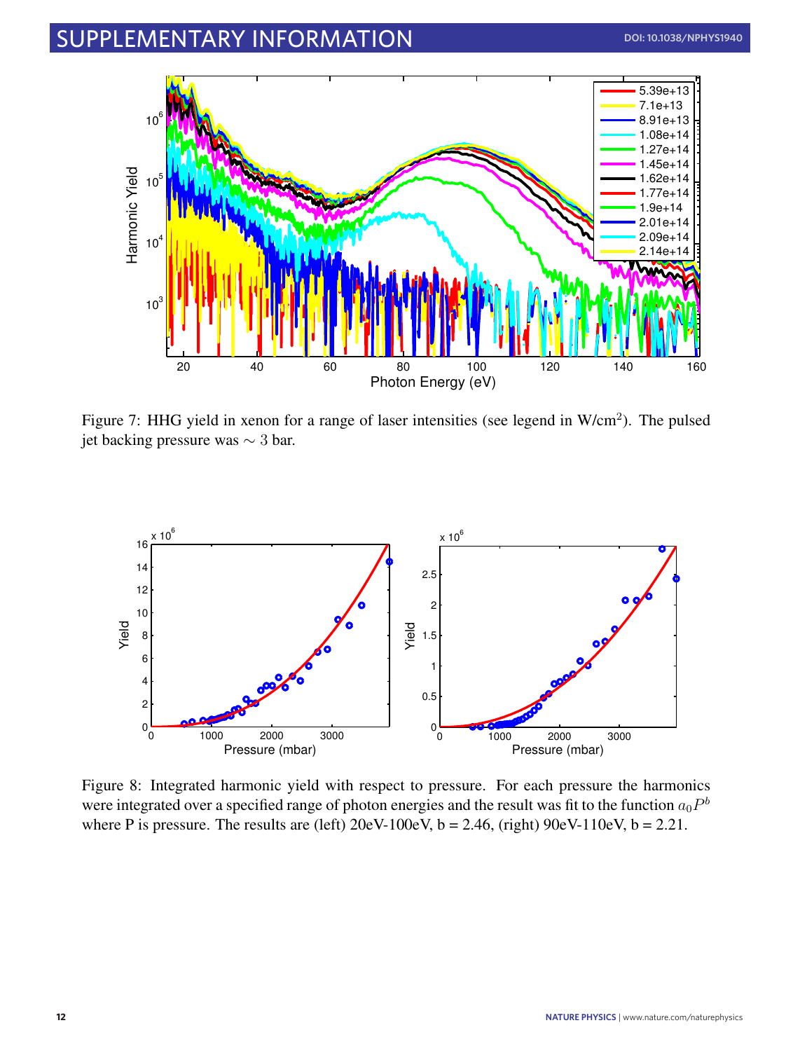Figure 7: HHG yield in xenon for a range of laser intensities (see legend in W/cm$^2$). The pulsed jet backing pressure was $\sim 3$ bar.

Figure 8: Integrated harmonic yield with respect to pressure. For each pressure the harmonics were integrated over a specified range of photon energies and the result was fit to the function $a_0 P^b$ where P is pressure. The results are (left) 20eV-100eV, b = 2.46, (right) 90eV-110eV, b = 2.21.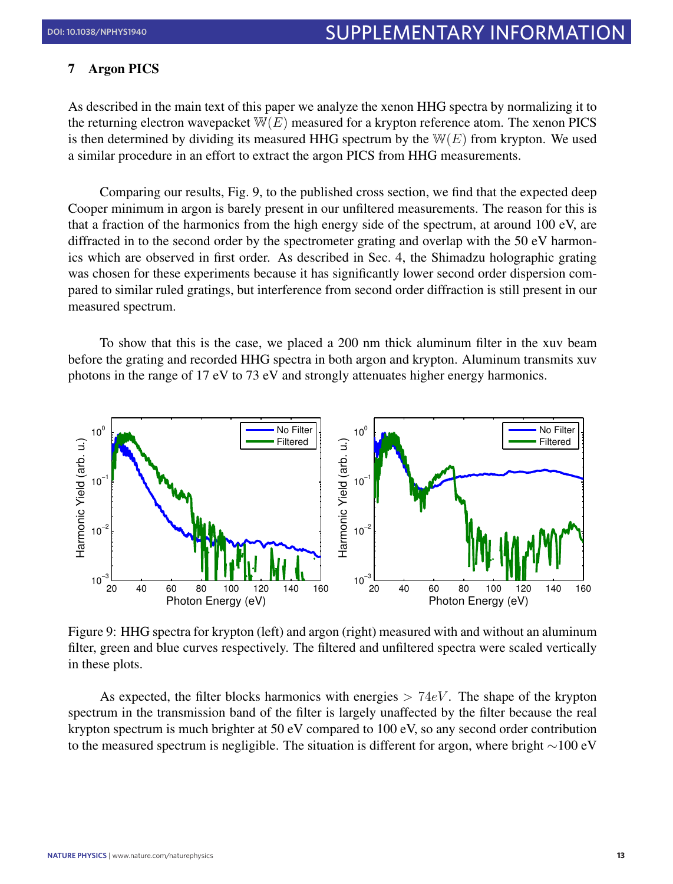## 7 Argon PICS

As described in the main text of this paper we analyze the xenon HHG spectra by normalizing it to the returning electron wavepacket $\mathbb{W}(E)$ measured for a krypton reference atom. The xenon PICS is then determined by dividing its measured HHG spectrum by the $\mathbb{W}(E)$ from krypton. We used a similar procedure in an effort to extract the argon PICS from HHG measurements.

Comparing our results, Fig. 9, to the published cross section, we find that the expected deep Cooper minimum in argon is barely present in our unfiltered measurements. The reason for this is that a fraction of the harmonics from the high energy side of the spectrum, at around 100 eV, are diffracted in to the second order by the spectrometer grating and overlap with the 50 eV harmonics which are observed in first order. As described in Sec. 4, the Shimadzu holographic grating was chosen for these experiments because it has significantly lower second order dispersion compared to similar ruled gratings, but interference from second order diffraction is still present in our measured spectrum.

To show that this is the case, we placed a 200 nm thick aluminum filter in the xuv beam before the grating and recorded HHG spectra in both argon and krypton. Aluminum transmits xuv photons in the range of 17 eV to 73 eV and strongly attenuates higher energy harmonics.

Figure 9: HHG spectra for krypton (left) and argon (right) measured with and without an aluminum filter, green and blue curves respectively. The filtered and unfiltered spectra were scaled vertically in these plots.

As expected, the filter blocks harmonics with energies $> 74eV$. The shape of the krypton spectrum in the transmission band of the filter is largely unaffected by the filter because the real krypton spectrum is much brighter at 50 eV compared to 100 eV, so any second order contribution to the measured spectrum is negligible. The situation is different for argon, where bright ∼100 eV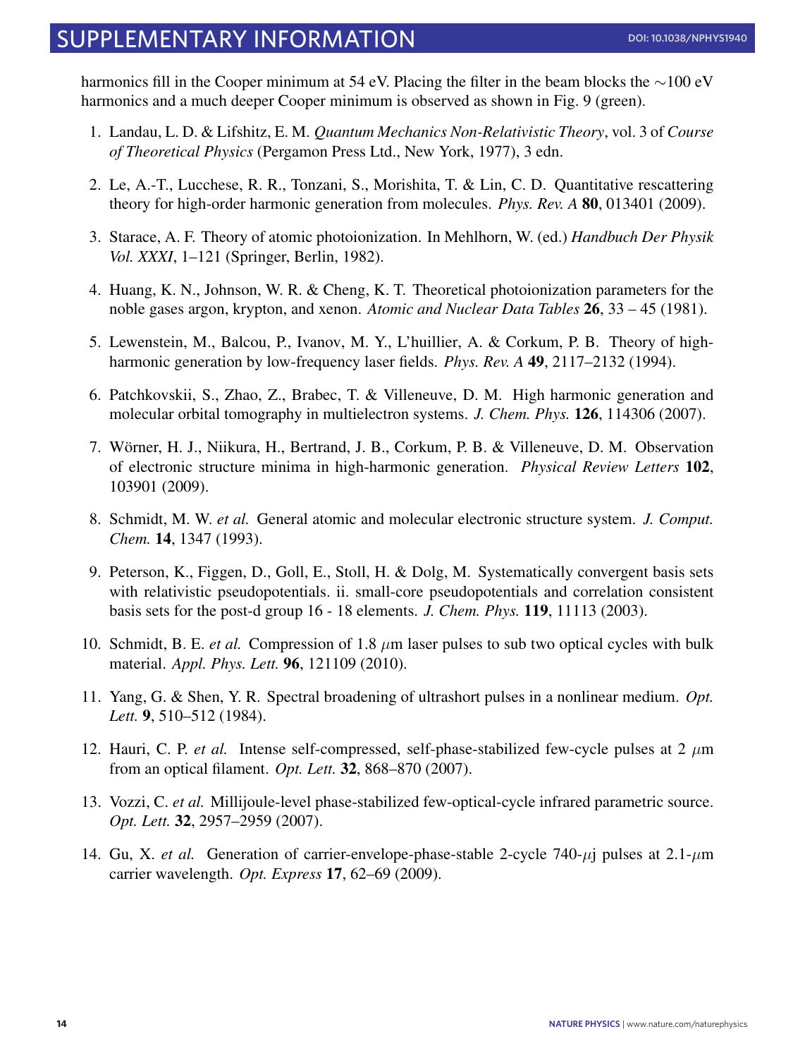harmonics fill in the Cooper minimum at 54 eV. Placing the filter in the beam blocks the $\sim$100 eV harmonics and a much deeper Cooper minimum is observed as shown in Fig. 9 (green).

1. Landau, L. D. & Lifshitz, E. M. *Quantum Mechanics Non-Relativistic Theory*, vol. 3 of *Course of Theoretical Physics* (Pergamon Press Ltd., New York, 1977), 3 edn.

2. Le, A.-T., Lucchese, R. R., Tonzani, S., Morishita, T. & Lin, C. D. Quantitative rescattering theory for high-order harmonic generation from molecules. *Phys. Rev. A* **80**, 013401 (2009).

3. Starace, A. F. Theory of atomic photoionization. In Mehlhorn, W. (ed.) *Handbuch Der Physik Vol. XXXI*, 1–121 (Springer, Berlin, 1982).

4. Huang, K. N., Johnson, W. R. & Cheng, K. T. Theoretical photoionization parameters for the noble gases argon, krypton, and xenon. *Atomic and Nuclear Data Tables* **26**, 33 – 45 (1981).

5. Lewenstein, M., Balcou, P., Ivanov, M. Y., L'huillier, A. & Corkum, P. B. Theory of high-harmonic generation by low-frequency laser fields. *Phys. Rev. A* **49**, 2117–2132 (1994).

6. Patchkovskii, S., Zhao, Z., Brabec, T. & Villeneuve, D. M. High harmonic generation and molecular orbital tomography in multielectron systems. *J. Chem. Phys.* **126**, 114306 (2007).

7. Wörner, H. J., Niikura, H., Bertrand, J. B., Corkum, P. B. & Villeneuve, D. M. Observation of electronic structure minima in high-harmonic generation. *Physical Review Letters* **102**, 103901 (2009).

8. Schmidt, M. W. *et al.* General atomic and molecular electronic structure system. *J. Comput. Chem.* **14**, 1347 (1993).

9. Peterson, K., Figgen, D., Goll, E., Stoll, H. & Dolg, M. Systematically convergent basis sets with relativistic pseudopotentials. ii. small-core pseudopotentials and correlation consistent basis sets for the post-d group 16 - 18 elements. *J. Chem. Phys.* **119**, 11113 (2003).

10. Schmidt, B. E. *et al.* Compression of 1.8 $\mu$m laser pulses to sub two optical cycles with bulk material. *Appl. Phys. Lett.* **96**, 121109 (2010).

11. Yang, G. & Shen, Y. R. Spectral broadening of ultrashort pulses in a nonlinear medium. *Opt. Lett.* **9**, 510–512 (1984).

12. Hauri, C. P. *et al.* Intense self-compressed, self-phase-stabilized few-cycle pulses at 2 $\mu$m from an optical filament. *Opt. Lett.* **32**, 868–870 (2007).

13. Vozzi, C. *et al.* Millijoule-level phase-stabilized few-optical-cycle infrared parametric source. *Opt. Lett.* **32**, 2957–2959 (2007).

14. Gu, X. *et al.* Generation of carrier-envelope-phase-stable 2-cycle 740-$\mu$j pulses at 2.1-$\mu$m carrier wavelength. *Opt. Express* **17**, 62–69 (2009).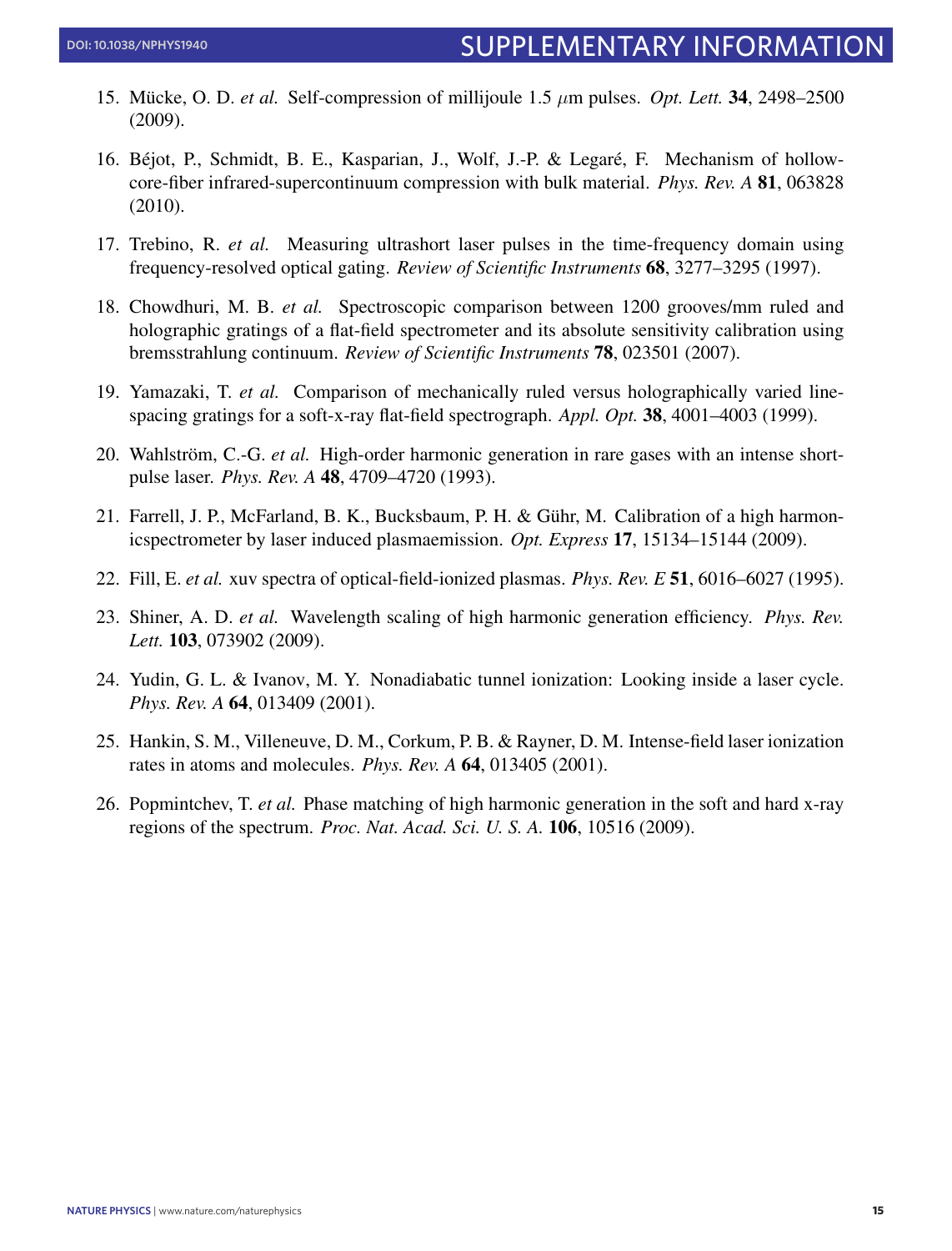15. Mücke, O. D. *et al.* Self-compression of millijoule 1.5 $\mu$m pulses. *Opt. Lett.* **34**, 2498–2500 (2009).

16. Béjot, P., Schmidt, B. E., Kasparian, J., Wolf, J.-P. & Legaré, F. Mechanism of hollow-core-fiber infrared-supercontinuum compression with bulk material. *Phys. Rev. A* **81**, 063828 (2010).

17. Trebino, R. *et al.* Measuring ultrashort laser pulses in the time-frequency domain using frequency-resolved optical gating. *Review of Scientific Instruments* **68**, 3277–3295 (1997).

18. Chowdhuri, M. B. *et al.* Spectroscopic comparison between 1200 grooves/mm ruled and holographic gratings of a flat-field spectrometer and its absolute sensitivity calibration using bremsstrahlung continuum. *Review of Scientific Instruments* **78**, 023501 (2007).

19. Yamazaki, T. *et al.* Comparison of mechanically ruled versus holographically varied line-spacing gratings for a soft-x-ray flat-field spectrograph. *Appl. Opt.* **38**, 4001–4003 (1999).

20. Wahlström, C.-G. *et al.* High-order harmonic generation in rare gases with an intense short-pulse laser. *Phys. Rev. A* **48**, 4709–4720 (1993).

21. Farrell, J. P., McFarland, B. K., Bucksbaum, P. H. & Gühr, M. Calibration of a high harmonicspectrometer by laser induced plasmaemission. *Opt. Express* **17**, 15134–15144 (2009).

22. Fill, E. *et al.* xuv spectra of optical-field-ionized plasmas. *Phys. Rev. E* **51**, 6016–6027 (1995).

23. Shiner, A. D. *et al.* Wavelength scaling of high harmonic generation efficiency. *Phys. Rev. Lett.* **103**, 073902 (2009).

24. Yudin, G. L. & Ivanov, M. Y. Nonadiabatic tunnel ionization: Looking inside a laser cycle. *Phys. Rev. A* **64**, 013409 (2001).

25. Hankin, S. M., Villeneuve, D. M., Corkum, P. B. & Rayner, D. M. Intense-field laser ionization rates in atoms and molecules. *Phys. Rev. A* **64**, 013405 (2001).

26. Popmintchev, T. *et al.* Phase matching of high harmonic generation in the soft and hard x-ray regions of the spectrum. *Proc. Nat. Acad. Sci. U. S. A.* **106**, 10516 (2009).